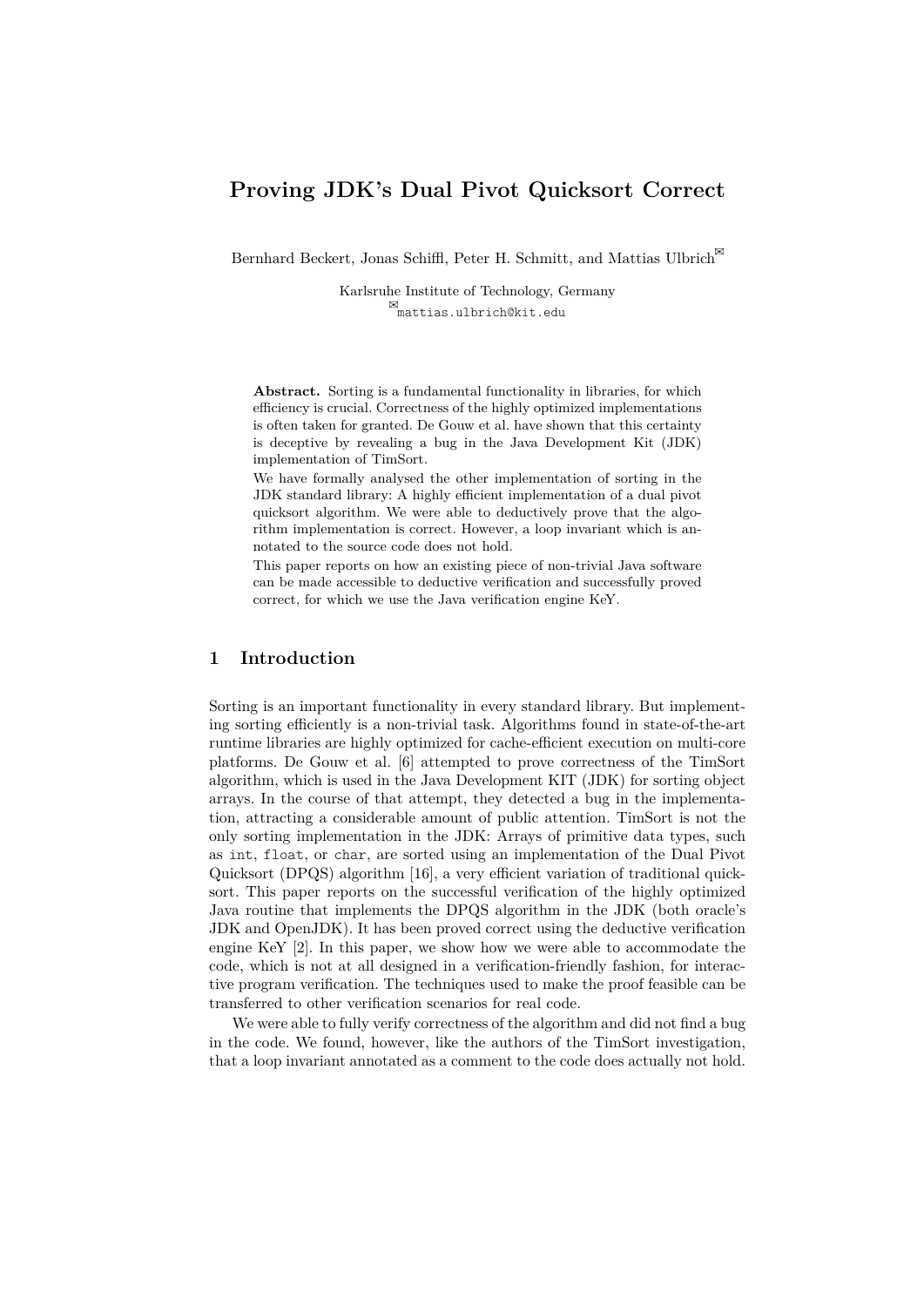# Proving JDK's Dual Pivot Quicksort Correct

Bernhard Beckert, Jonas Schiffl, Peter H. Schmitt, and Mattias Ulbrich[✉]

Karlsruhe Institute of Technology, Germany
[✉]mattias.ulbrich@kit.edu

**Abstract.** Sorting is a fundamental functionality in libraries, for which efficiency is crucial. Correctness of the highly optimized implementations is often taken for granted. De Gouw et al. have shown that this certainty is deceptive by revealing a bug in the Java Development Kit (JDK) implementation of TimSort.

We have formally analysed the other implementation of sorting in the JDK standard library: A highly efficient implementation of a dual pivot quicksort algorithm. We were able to deductively prove that the algorithm implementation is correct. However, a loop invariant which is annotated to the source code does not hold.

This paper reports on how an existing piece of non-trivial Java software can be made accessible to deductive verification and successfully proved correct, for which we use the Java verification engine KeY.

## 1 Introduction

Sorting is an important functionality in every standard library. But implementing sorting efficiently is a non-trivial task. Algorithms found in state-of-the-art runtime libraries are highly optimized for cache-efficient execution on multi-core platforms. De Gouw et al. [6] attempted to prove correctness of the TimSort algorithm, which is used in the Java Development KIT (JDK) for sorting object arrays. In the course of that attempt, they detected a bug in the implementation, attracting a considerable amount of public attention. TimSort is not the only sorting implementation in the JDK: Arrays of primitive data types, such as `int`, `float`, or `char`, are sorted using an implementation of the Dual Pivot Quicksort (DPQS) algorithm [16], a very efficient variation of traditional quicksort. This paper reports on the successful verification of the highly optimized Java routine that implements the DPQS algorithm in the JDK (both oracle's JDK and OpenJDK). It has been proved correct using the deductive verification engine KeY [2]. In this paper, we show how we were able to accommodate the code, which is not at all designed in a verification-friendly fashion, for interactive program verification. The techniques used to make the proof feasible can be transferred to other verification scenarios for real code.

We were able to fully verify correctness of the algorithm and did not find a bug in the code. We found, however, like the authors of the TimSort investigation, that a loop invariant annotated as a comment to the code does actually not hold.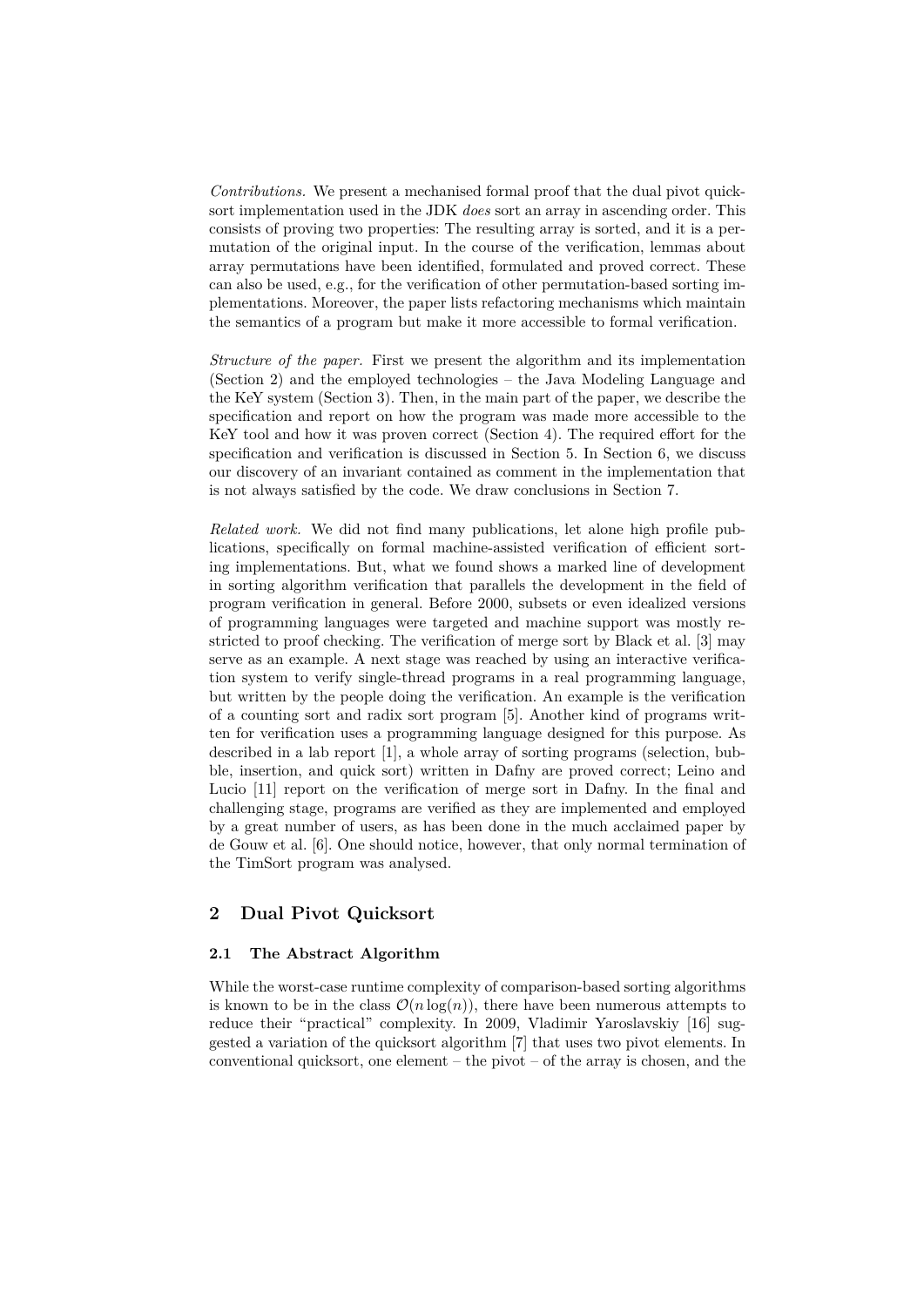*Contributions.* We present a mechanised formal proof that the dual pivot quicksort implementation used in the JDK *does* sort an array in ascending order. This consists of proving two properties: The resulting array is sorted, and it is a permutation of the original input. In the course of the verification, lemmas about array permutations have been identified, formulated and proved correct. These can also be used, e.g., for the verification of other permutation-based sorting implementations. Moreover, the paper lists refactoring mechanisms which maintain the semantics of a program but make it more accessible to formal verification.

*Structure of the paper.* First we present the algorithm and its implementation (Section 2) and the employed technologies – the Java Modeling Language and the KeY system (Section 3). Then, in the main part of the paper, we describe the specification and report on how the program was made more accessible to the KeY tool and how it was proven correct (Section 4). The required effort for the specification and verification is discussed in Section 5. In Section 6, we discuss our discovery of an invariant contained as comment in the implementation that is not always satisfied by the code. We draw conclusions in Section 7.

*Related work.* We did not find many publications, let alone high profile publications, specifically on formal machine-assisted verification of efficient sorting implementations. But, what we found shows a marked line of development in sorting algorithm verification that parallels the development in the field of program verification in general. Before 2000, subsets or even idealized versions of programming languages were targeted and machine support was mostly restricted to proof checking. The verification of merge sort by Black et al. [3] may serve as an example. A next stage was reached by using an interactive verification system to verify single-thread programs in a real programming language, but written by the people doing the verification. An example is the verification of a counting sort and radix sort program [5]. Another kind of programs written for verification uses a programming language designed for this purpose. As described in a lab report [1], a whole array of sorting programs (selection, bubble, insertion, and quick sort) written in Dafny are proved correct; Leino and Lucio [11] report on the verification of merge sort in Dafny. In the final and challenging stage, programs are verified as they are implemented and employed by a great number of users, as has been done in the much acclaimed paper by de Gouw et al. [6]. One should notice, however, that only normal termination of the TimSort program was analysed.

## 2 Dual Pivot Quicksort

### 2.1 The Abstract Algorithm

While the worst-case runtime complexity of comparison-based sorting algorithms is known to be in the class $\mathcal{O}(n \log(n))$, there have been numerous attempts to reduce their "practical" complexity. In 2009, Vladimir Yaroslavskiy [16] suggested a variation of the quicksort algorithm [7] that uses two pivot elements. In conventional quicksort, one element – the pivot – of the array is chosen, and the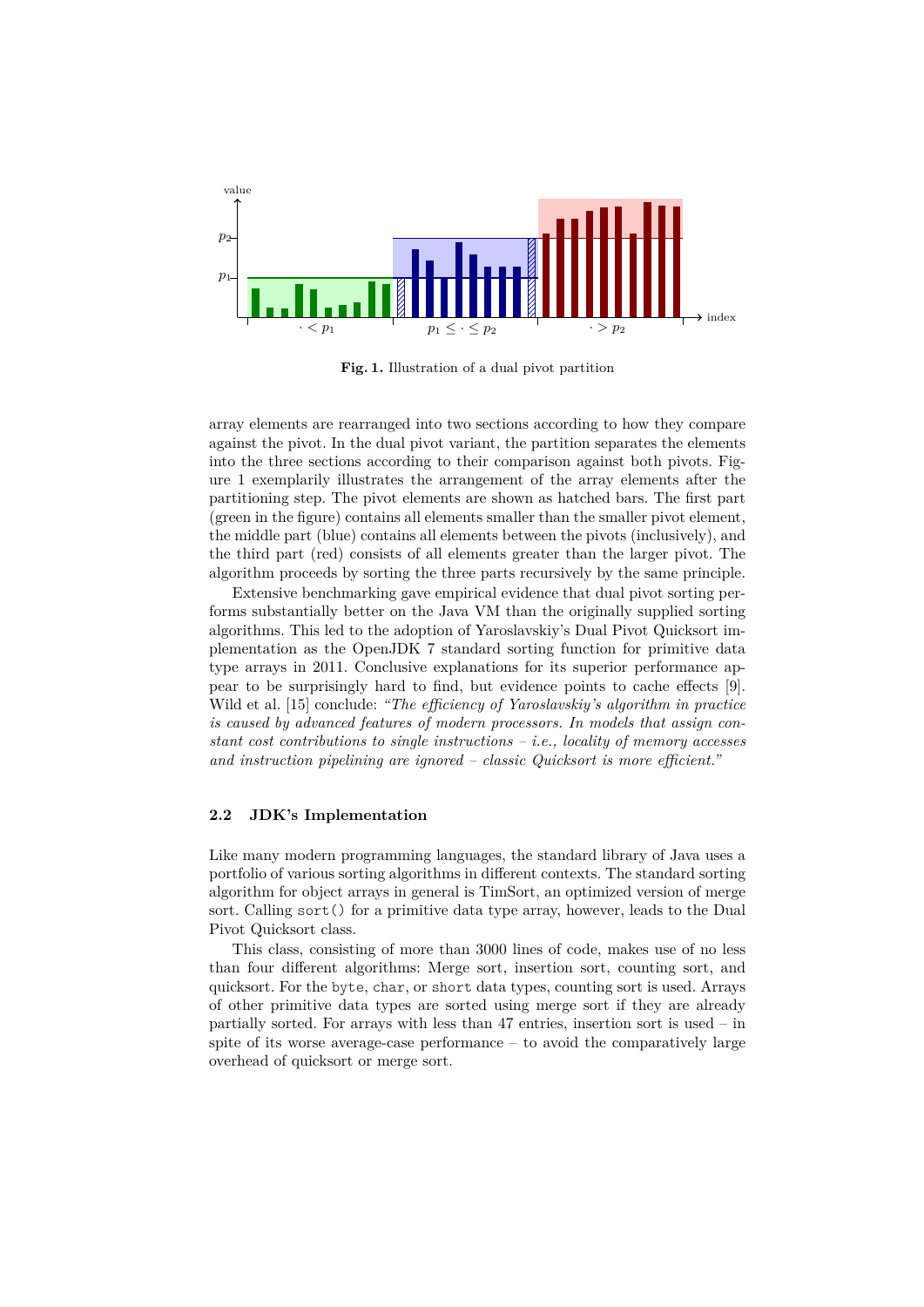Fig. 1. Illustration of a dual pivot partition

array elements are rearranged into two sections according to how they compare against the pivot. In the dual pivot variant, the partition separates the elements into the three sections according to their comparison against both pivots. Figure 1 exemplarily illustrates the arrangement of the array elements after the partitioning step. The pivot elements are shown as hatched bars. The first part (green in the figure) contains all elements smaller than the smaller pivot element, the middle part (blue) contains all elements between the pivots (inclusively), and the third part (red) consists of all elements greater than the larger pivot. The algorithm proceeds by sorting the three parts recursively by the same principle.

Extensive benchmarking gave empirical evidence that dual pivot sorting performs substantially better on the Java VM than the originally supplied sorting algorithms. This led to the adoption of Yaroslavskiy's Dual Pivot Quicksort implementation as the OpenJDK 7 standard sorting function for primitive data type arrays in 2011. Conclusive explanations for its superior performance appear to be surprisingly hard to find, but evidence points to cache effects [9]. Wild et al. [15] conclude: *"The efficiency of Yaroslavskiy's algorithm in practice is caused by advanced features of modern processors. In models that assign constant cost contributions to single instructions – i.e., locality of memory accesses and instruction pipelining are ignored – classic Quicksort is more efficient."*

### 2.2 JDK's Implementation

Like many modern programming languages, the standard library of Java uses a portfolio of various sorting algorithms in different contexts. The standard sorting algorithm for object arrays in general is TimSort, an optimized version of merge sort. Calling `sort()` for a primitive data type array, however, leads to the Dual Pivot Quicksort class.

This class, consisting of more than 3000 lines of code, makes use of no less than four different algorithms: Merge sort, insertion sort, counting sort, and quicksort. For the `byte`, `char`, or `short` data types, counting sort is used. Arrays of other primitive data types are sorted using merge sort if they are already partially sorted. For arrays with less than 47 entries, insertion sort is used – in spite of its worse average-case performance – to avoid the comparatively large overhead of quicksort or merge sort.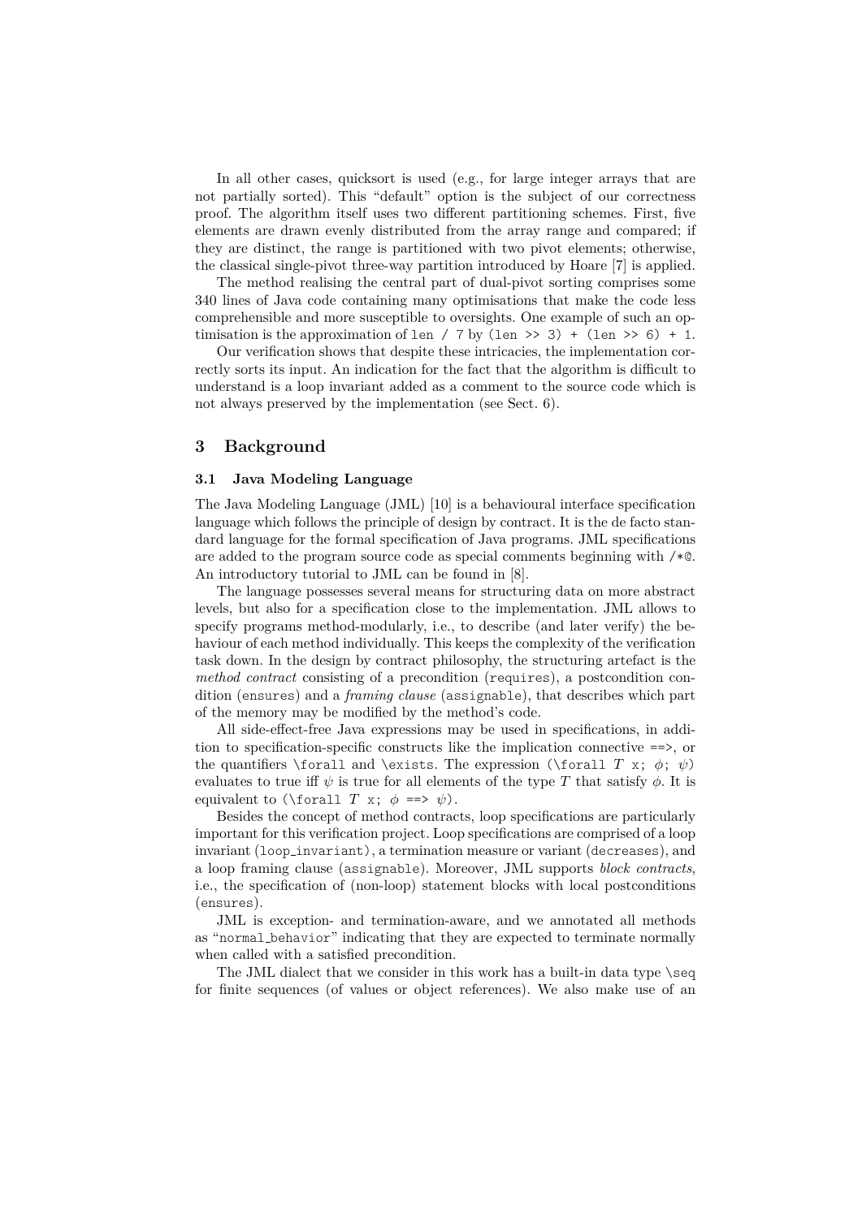In all other cases, quicksort is used (e.g., for large integer arrays that are not partially sorted). This "default" option is the subject of our correctness proof. The algorithm itself uses two different partitioning schemes. First, five elements are drawn evenly distributed from the array range and compared; if they are distinct, the range is partitioned with two pivot elements; otherwise, the classical single-pivot three-way partition introduced by Hoare [7] is applied.

The method realising the central part of dual-pivot sorting comprises some 340 lines of Java code containing many optimisations that make the code less comprehensible and more susceptible to oversights. One example of such an optimisation is the approximation of `len / 7` by `(len >> 3) + (len >> 6) + 1`.

Our verification shows that despite these intricacies, the implementation correctly sorts its input. An indication for the fact that the algorithm is difficult to understand is a loop invariant added as a comment to the source code which is not always preserved by the implementation (see Sect. 6).

## 3 Background

### 3.1 Java Modeling Language

The Java Modeling Language (JML) [10] is a behavioural interface specification language which follows the principle of design by contract. It is the de facto standard language for the formal specification of Java programs. JML specifications are added to the program source code as special comments beginning with `/*@`. An introductory tutorial to JML can be found in [8].

The language possesses several means for structuring data on more abstract levels, but also for a specification close to the implementation. JML allows to specify programs method-modularly, i.e., to describe (and later verify) the behaviour of each method individually. This keeps the complexity of the verification task down. In the design by contract philosophy, the structuring artefact is the *method contract* consisting of a precondition (`requires`), a postcondition condition (`ensures`) and a *framing clause* (`assignable`), that describes which part of the memory may be modified by the method's code.

All side-effect-free Java expressions may be used in specifications, in addition to specification-specific constructs like the implication connective `==>`, or the quantifiers `\forall` and `\exists`. The expression (`\forall` $T$ `x;` $\phi$`;` $\psi$) evaluates to true iff $\psi$ is true for all elements of the type $T$ that satisfy $\phi$. It is equivalent to (`\forall` $T$ `x;` $\phi$ `==>` $\psi$).

Besides the concept of method contracts, loop specifications are particularly important for this verification project. Loop specifications are comprised of a loop invariant (`loop_invariant`), a termination measure or variant (`decreases`), and a loop framing clause (`assignable`). Moreover, JML supports *block contracts*, i.e., the specification of (non-loop) statement blocks with local postconditions (`ensures`).

JML is exception- and termination-aware, and we annotated all methods as "`normal_behavior`" indicating that they are expected to terminate normally when called with a satisfied precondition.

The JML dialect that we consider in this work has a built-in data type `\seq` for finite sequences (of values or object references). We also make use of an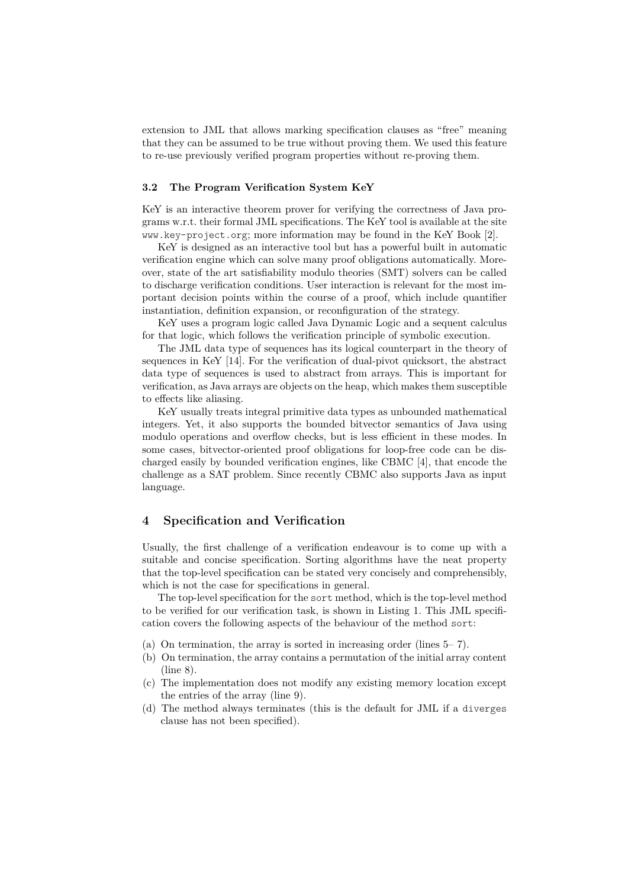extension to JML that allows marking specification clauses as "free" meaning that they can be assumed to be true without proving them. We used this feature to re-use previously verified program properties without re-proving them.

### 3.2 The Program Verification System KeY

KeY is an interactive theorem prover for verifying the correctness of Java programs w.r.t. their formal JML specifications. The KeY tool is available at the site `www.key-project.org`; more information may be found in the KeY Book [2].

KeY is designed as an interactive tool but has a powerful built in automatic verification engine which can solve many proof obligations automatically. Moreover, state of the art satisfiability modulo theories (SMT) solvers can be called to discharge verification conditions. User interaction is relevant for the most important decision points within the course of a proof, which include quantifier instantiation, definition expansion, or reconfiguration of the strategy.

KeY uses a program logic called Java Dynamic Logic and a sequent calculus for that logic, which follows the verification principle of symbolic execution.

The JML data type of sequences has its logical counterpart in the theory of sequences in KeY [14]. For the verification of dual-pivot quicksort, the abstract data type of sequences is used to abstract from arrays. This is important for verification, as Java arrays are objects on the heap, which makes them susceptible to effects like aliasing.

KeY usually treats integral primitive data types as unbounded mathematical integers. Yet, it also supports the bounded bitvector semantics of Java using modulo operations and overflow checks, but is less efficient in these modes. In some cases, bitvector-oriented proof obligations for loop-free code can be discharged easily by bounded verification engines, like CBMC [4], that encode the challenge as a SAT problem. Since recently CBMC also supports Java as input language.

## 4 Specification and Verification

Usually, the first challenge of a verification endeavour is to come up with a suitable and concise specification. Sorting algorithms have the neat property that the top-level specification can be stated very concisely and comprehensibly, which is not the case for specifications in general.

The top-level specification for the `sort` method, which is the top-level method to be verified for our verification task, is shown in Listing 1. This JML specification covers the following aspects of the behaviour of the method `sort`:

(a) On termination, the array is sorted in increasing order (lines 5– 7).
(b) On termination, the array contains a permutation of the initial array content (line 8).
(c) The implementation does not modify any existing memory location except the entries of the array (line 9).
(d) The method always terminates (this is the default for JML if a `diverges` clause has not been specified).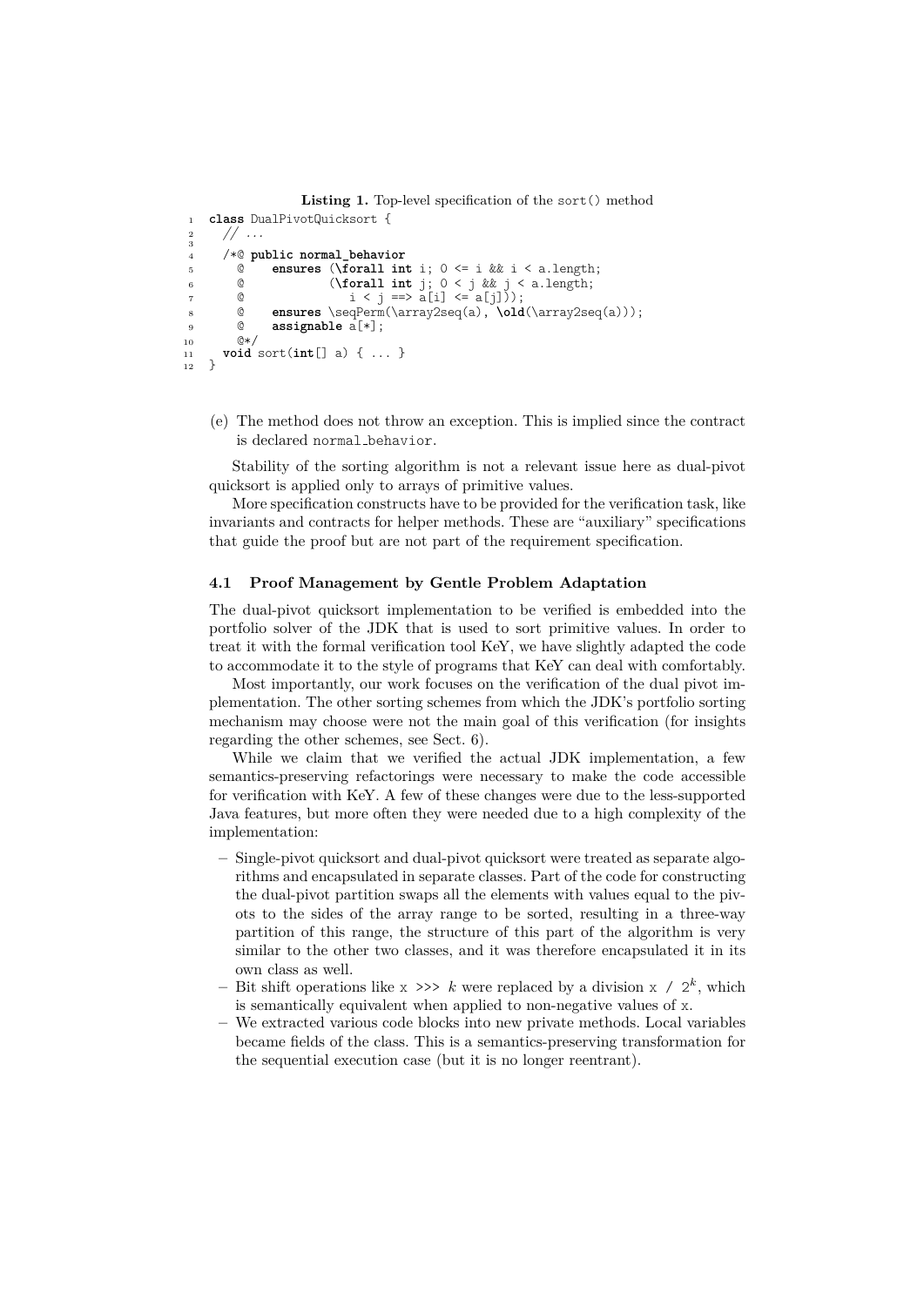**Listing 1.** Top-level specification of the `sort()` method

```
class DualPivotQuicksort {
  // ...

  /*@ public normal_behavior
    @    ensures (\forall int i; 0 <= i && i < a.length;
    @            (\forall int j; 0 < j && j < a.length;
    @              i < j ==> a[i] <= a[j]));
    @    ensures \seqPerm(\array2seq(a), \old(\array2seq(a)));
    @    assignable a[*];
    @*/
  void sort(int[] a) { ... }
}
```

(e) The method does not throw an exception. This is implied since the contract is declared `normal_behavior`.

Stability of the sorting algorithm is not a relevant issue here as dual-pivot quicksort is applied only to arrays of primitive values.

More specification constructs have to be provided for the verification task, like invariants and contracts for helper methods. These are "auxiliary" specifications that guide the proof but are not part of the requirement specification.

### 4.1 Proof Management by Gentle Problem Adaptation

The dual-pivot quicksort implementation to be verified is embedded into the portfolio solver of the JDK that is used to sort primitive values. In order to treat it with the formal verification tool KeY, we have slightly adapted the code to accommodate it to the style of programs that KeY can deal with comfortably.

Most importantly, our work focuses on the verification of the dual pivot implementation. The other sorting schemes from which the JDK's portfolio sorting mechanism may choose were not the main goal of this verification (for insights regarding the other schemes, see Sect. 6).

While we claim that we verified the actual JDK implementation, a few semantics-preserving refactorings were necessary to make the code accessible for verification with KeY. A few of these changes were due to the less-supported Java features, but more often they were needed due to a high complexity of the implementation:

- Single-pivot quicksort and dual-pivot quicksort were treated as separate algorithms and encapsulated in separate classes. Part of the code for constructing the dual-pivot partition swaps all the elements with values equal to the pivots to the sides of the array range to be sorted, resulting in a three-way partition of this range, the structure of this part of the algorithm is very similar to the other two classes, and it was therefore encapsulated it in its own class as well.
- Bit shift operations like `x >>>` $k$ were replaced by a division `x /` $2^k$, which is semantically equivalent when applied to non-negative values of `x`.
- We extracted various code blocks into new private methods. Local variables became fields of the class. This is a semantics-preserving transformation for the sequential execution case (but it is no longer reentrant).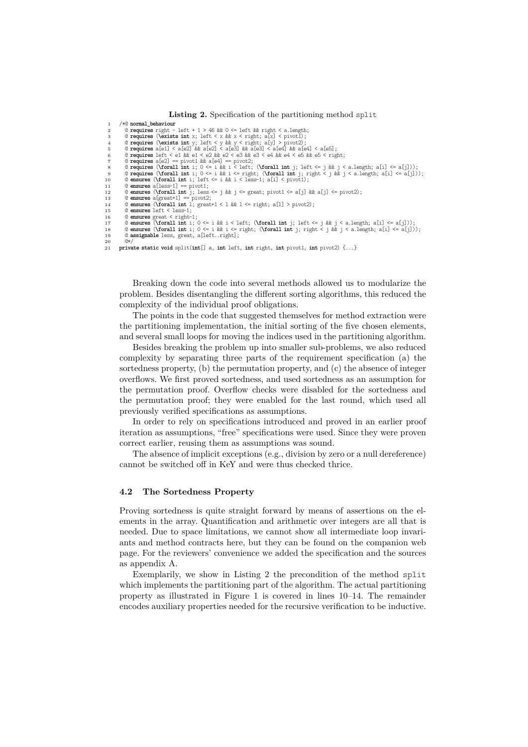**Listing 2.** Specification of the partitioning method split

```
1  /*@ normal_behaviour
2    @ requires right - left + 1 > 46 && 0 <= left && right < a.length;
3    @ requires (\exists int x; left < x && x < right; a[x] < pivot1);
4    @ requires (\exists int y; left < y && y < right; a[y] > pivot2);
5    @ requires a[e1] < a[e2] && a[e2] < a[e3] && a[e3] < a[e4] && a[e4] < a[e5];
6    @ requires left < e1 && e1 < e2 && e2 < e3 && e3 < e4 && e4 < e5 && e5 < right;
7    @ requires a[e2] == pivot1 && a[e4] == pivot2;
8    @ requires (\forall int i; 0 <= i && i < left; (\forall int j; left <= j && j < a.length; a[i] <= a[j]));
9    @ requires (\forall int i; 0 <= i && i <= right; (\forall int j; right < j && j < a.length; a[i] <= a[j]));
10   @ ensures (\forall int i; left <= i && i < less-1; a[i] < pivot1);
11   @ ensures a[less-1] == pivot1;
12   @ ensures (\forall int j; less <= j && j <= great; pivot1 <= a[j] && a[j] <= pivot2);
13   @ ensures a[great+1] == pivot2;
14   @ ensures (\forall int l; great+1 < l && l <= right; a[l] > pivot2);
15   @ ensures left < less-1;
16   @ ensures great < right-1;
17   @ ensures (\forall int i; 0 <= i && i < left; (\forall int j; left <= j && j < a.length; a[i] <= a[j]));
18   @ ensures (\forall int i; 0 <= i && i <= right; (\forall int j; right < j && j < a.length; a[i] <= a[j]));
19   @ assignable less, great, a[left..right];
20   @*/
21 private static void split(int[] a, int left, int right, int pivot1, int pivot2) {...}
```

Breaking down the code into several methods allowed us to modularize the problem. Besides disentangling the different sorting algorithms, this reduced the complexity of the individual proof obligations.

The points in the code that suggested themselves for method extraction were the partitioning implementation, the initial sorting of the five chosen elements, and several small loops for moving the indices used in the partitioning algorithm.

Besides breaking the problem up into smaller sub-problems, we also reduced complexity by separating three parts of the requirement specification (a) the sortedness property, (b) the permutation property, and (c) the absence of integer overflows. We first proved sortedness, and used sortedness as an assumption for the permutation proof. Overflow checks were disabled for the sortedness and the permutation proof; they were enabled for the last round, which used all previously verified specifications as assumptions.

In order to rely on specifications introduced and proved in an earlier proof iteration as assumptions, "free" specifications were used. Since they were proven correct earlier, reusing them as assumptions was sound.

The absence of implicit exceptions (e.g., division by zero or a null dereference) cannot be switched off in KeY and were thus checked thrice.

### 4.2 The Sortedness Property

Proving sortedness is quite straight forward by means of assertions on the elements in the array. Quantification and arithmetic over integers are all that is needed. Due to space limitations, we cannot show all intermediate loop invariants and method contracts here, but they can be found on the companion web page. For the reviewers' convenience we added the specification and the sources as appendix A.

Exemplarily, we show in Listing 2 the precondition of the method split which implements the partitioning part of the algorithm. The actual partitioning property as illustrated in Figure 1 is covered in lines 10–14. The remainder encodes auxiliary properties needed for the recursive verification to be inductive.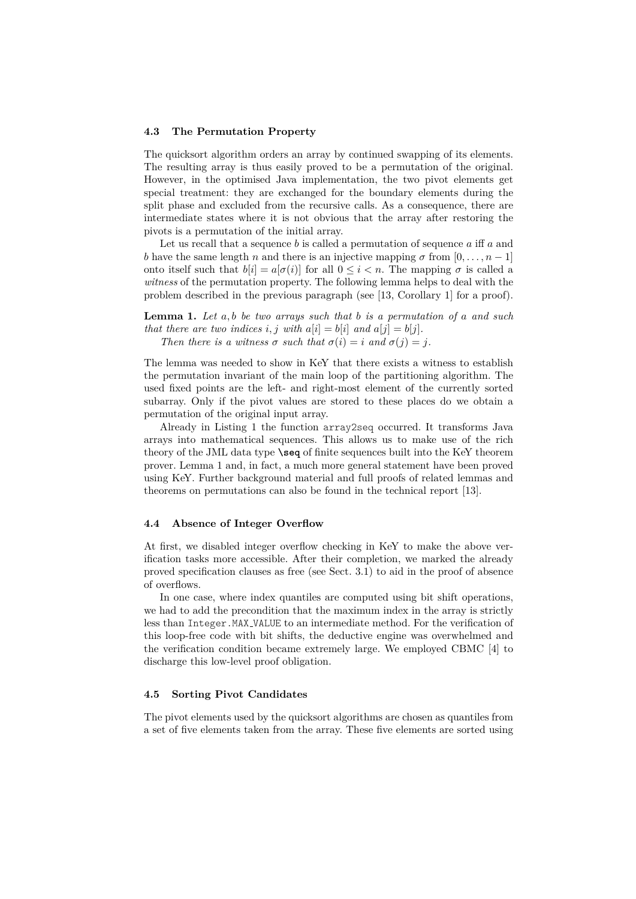### 4.3 The Permutation Property

The quicksort algorithm orders an array by continued swapping of its elements. The resulting array is thus easily proved to be a permutation of the original. However, in the optimised Java implementation, the two pivot elements get special treatment: they are exchanged for the boundary elements during the split phase and excluded from the recursive calls. As a consequence, there are intermediate states where it is not obvious that the array after restoring the pivots is a permutation of the initial array.

Let us recall that a sequence $b$ is called a permutation of sequence $a$ iff $a$ and $b$ have the same length $n$ and there is an injective mapping $\sigma$ from $[0, \dots, n-1]$ onto itself such that $b[i] = a[\sigma(i)]$ for all $0 \leq i < n$. The mapping $\sigma$ is called a *witness* of the permutation property. The following lemma helps to deal with the problem described in the previous paragraph (see [13, Corollary 1] for a proof).

**Lemma 1.** *Let $a, b$ be two arrays such that $b$ is a permutation of $a$ and such that there are two indices $i, j$ with $a[i] = b[i]$ and $a[j] = b[j]$.*

*Then there is a witness $\sigma$ such that $\sigma(i) = i$ and $\sigma(j) = j$.*

The lemma was needed to show in KeY that there exists a witness to establish the permutation invariant of the main loop of the partitioning algorithm. The used fixed points are the left- and right-most element of the currently sorted subarray. Only if the pivot values are stored to these places do we obtain a permutation of the original input array.

Already in Listing 1 the function `array2seq` occurred. It transforms Java arrays into mathematical sequences. This allows us to make use of the rich theory of the JML data type **`\seq`** of finite sequences built into the KeY theorem prover. Lemma 1 and, in fact, a much more general statement have been proved using KeY. Further background material and full proofs of related lemmas and theorems on permutations can also be found in the technical report [13].

### 4.4 Absence of Integer Overflow

At first, we disabled integer overflow checking in KeY to make the above verification tasks more accessible. After their completion, we marked the already proved specification clauses as free (see Sect. 3.1) to aid in the proof of absence of overflows.

In one case, where index quantiles are computed using bit shift operations, we had to add the precondition that the maximum index in the array is strictly less than `Integer.MAX_VALUE` to an intermediate method. For the verification of this loop-free code with bit shifts, the deductive engine was overwhelmed and the verification condition became extremely large. We employed CBMC [4] to discharge this low-level proof obligation.

### 4.5 Sorting Pivot Candidates

The pivot elements used by the quicksort algorithms are chosen as quantiles from a set of five elements taken from the array. These five elements are sorted using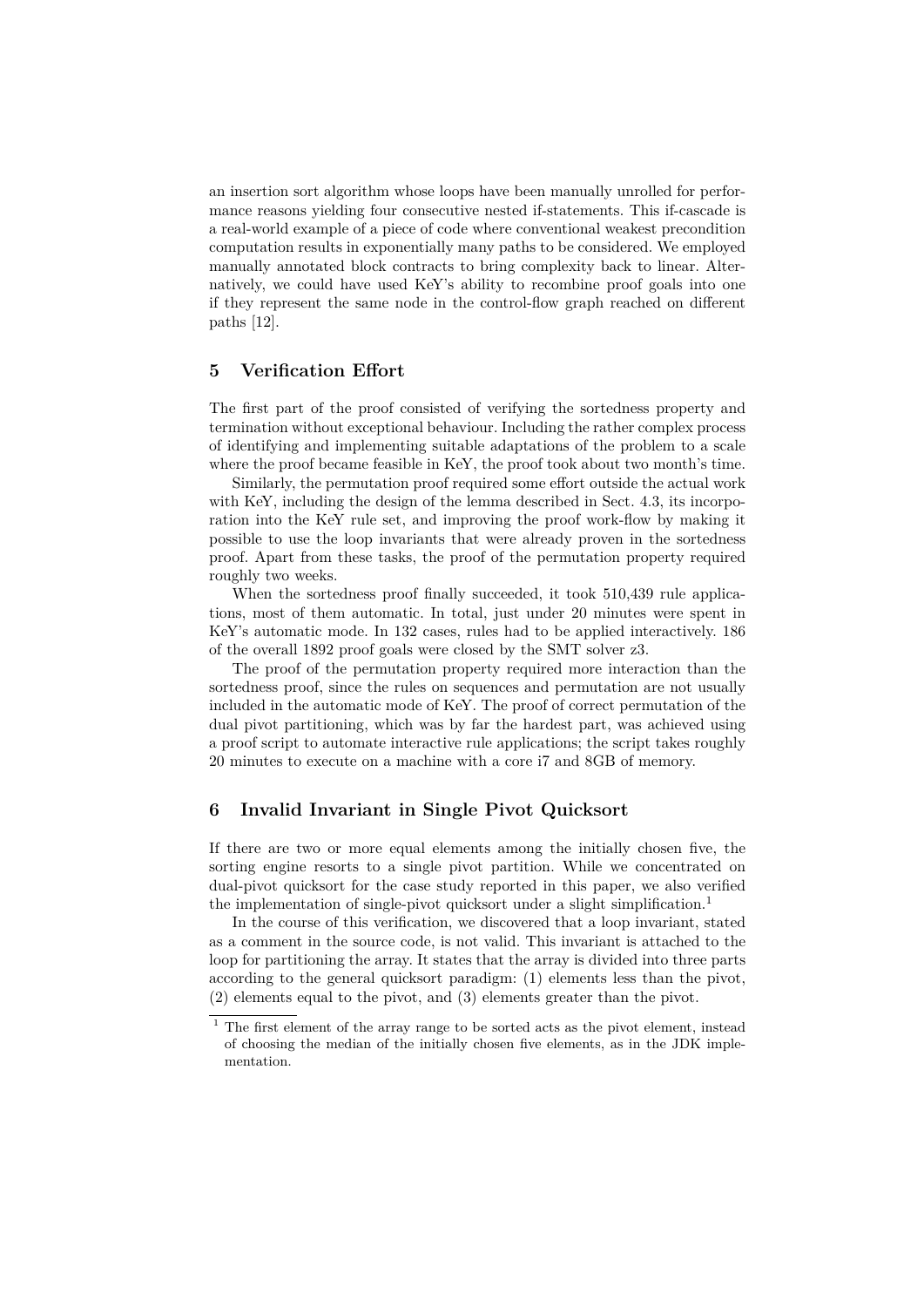an insertion sort algorithm whose loops have been manually unrolled for performance reasons yielding four consecutive nested if-statements. This if-cascade is a real-world example of a piece of code where conventional weakest precondition computation results in exponentially many paths to be considered. We employed manually annotated block contracts to bring complexity back to linear. Alternatively, we could have used KeY's ability to recombine proof goals into one if they represent the same node in the control-flow graph reached on different paths [12].

## 5 Verification Effort

The first part of the proof consisted of verifying the sortedness property and termination without exceptional behaviour. Including the rather complex process of identifying and implementing suitable adaptations of the problem to a scale where the proof became feasible in KeY, the proof took about two month's time.

Similarly, the permutation proof required some effort outside the actual work with KeY, including the design of the lemma described in Sect. 4.3, its incorporation into the KeY rule set, and improving the proof work-flow by making it possible to use the loop invariants that were already proven in the sortedness proof. Apart from these tasks, the proof of the permutation property required roughly two weeks.

When the sortedness proof finally succeeded, it took 510,439 rule applications, most of them automatic. In total, just under 20 minutes were spent in KeY's automatic mode. In 132 cases, rules had to be applied interactively. 186 of the overall 1892 proof goals were closed by the SMT solver z3.

The proof of the permutation property required more interaction than the sortedness proof, since the rules on sequences and permutation are not usually included in the automatic mode of KeY. The proof of correct permutation of the dual pivot partitioning, which was by far the hardest part, was achieved using a proof script to automate interactive rule applications; the script takes roughly 20 minutes to execute on a machine with a core i7 and 8GB of memory.

## 6 Invalid Invariant in Single Pivot Quicksort

If there are two or more equal elements among the initially chosen five, the sorting engine resorts to a single pivot partition. While we concentrated on dual-pivot quicksort for the case study reported in this paper, we also verified the implementation of single-pivot quicksort under a slight simplification.[1]

In the course of this verification, we discovered that a loop invariant, stated as a comment in the source code, is not valid. This invariant is attached to the loop for partitioning the array. It states that the array is divided into three parts according to the general quicksort paradigm: (1) elements less than the pivot, (2) elements equal to the pivot, and (3) elements greater than the pivot.

[1] The first element of the array range to be sorted acts as the pivot element, instead of choosing the median of the initially chosen five elements, as in the JDK implementation.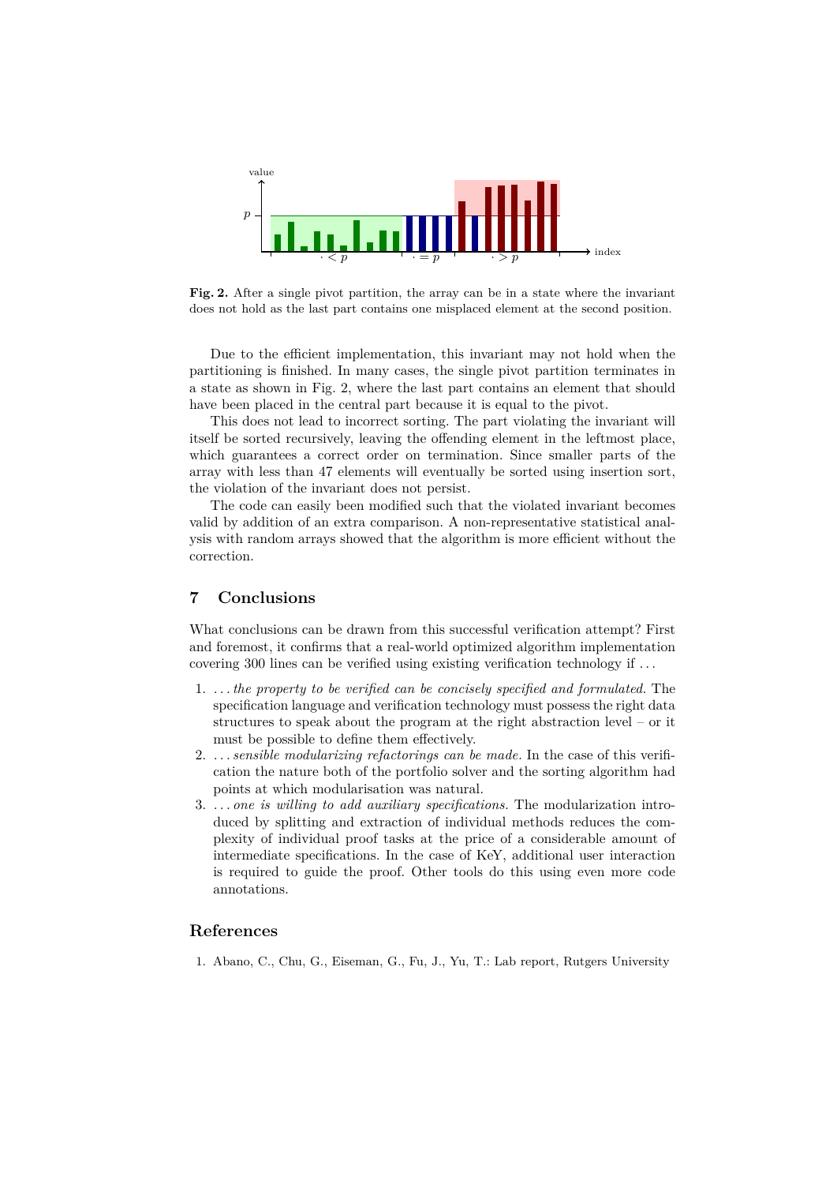**Fig. 2.** After a single pivot partition, the array can be in a state where the invariant does not hold as the last part contains one misplaced element at the second position.

Due to the efficient implementation, this invariant may not hold when the partitioning is finished. In many cases, the single pivot partition terminates in a state as shown in Fig. 2, where the last part contains an element that should have been placed in the central part because it is equal to the pivot.

This does not lead to incorrect sorting. The part violating the invariant will itself be sorted recursively, leaving the offending element in the leftmost place, which guarantees a correct order on termination. Since smaller parts of the array with less than 47 elements will eventually be sorted using insertion sort, the violation of the invariant does not persist.

The code can easily been modified such that the violated invariant becomes valid by addition of an extra comparison. A non-representative statistical analysis with random arrays showed that the algorithm is more efficient without the correction.

## 7 Conclusions

What conclusions can be drawn from this successful verification attempt? First and foremost, it confirms that a real-world optimized algorithm implementation covering 300 lines can be verified using existing verification technology if ...

1. *... the property to be verified can be concisely specified and formulated.* The specification language and verification technology must possess the right data structures to speak about the program at the right abstraction level – or it must be possible to define them effectively.
2. *... sensible modularizing refactorings can be made.* In the case of this verification the nature both of the portfolio solver and the sorting algorithm had points at which modularisation was natural.
3. *... one is willing to add auxiliary specifications.* The modularization introduced by splitting and extraction of individual methods reduces the complexity of individual proof tasks at the price of a considerable amount of intermediate specifications. In the case of KeY, additional user interaction is required to guide the proof. Other tools do this using even more code annotations.

## References

1. Abano, C., Chu, G., Eiseman, G., Fu, J., Yu, T.: Lab report, Rutgers University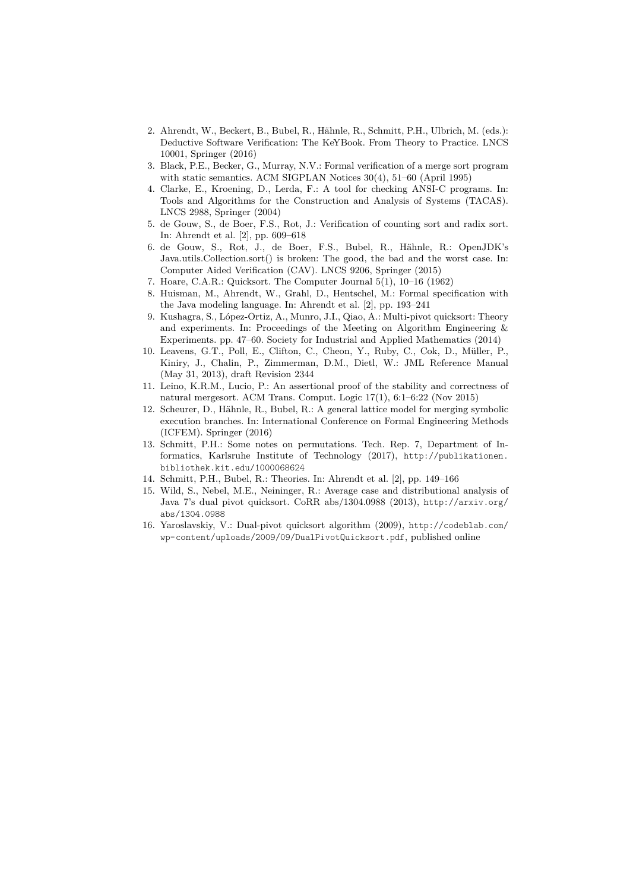2. Ahrendt, W., Beckert, B., Bubel, R., Hähnle, R., Schmitt, P.H., Ulbrich, M. (eds.): Deductive Software Verification: The KeYBook. From Theory to Practice. LNCS 10001, Springer (2016)
3. Black, P.E., Becker, G., Murray, N.V.: Formal verification of a merge sort program with static semantics. ACM SIGPLAN Notices 30(4), 51–60 (April 1995)
4. Clarke, E., Kroening, D., Lerda, F.: A tool for checking ANSI-C programs. In: Tools and Algorithms for the Construction and Analysis of Systems (TACAS). LNCS 2988, Springer (2004)
5. de Gouw, S., de Boer, F.S., Rot, J.: Verification of counting sort and radix sort. In: Ahrendt et al. [2], pp. 609–618
6. de Gouw, S., Rot, J., de Boer, F.S., Bubel, R., Hähnle, R.: OpenJDK's Java.utils.Collection.sort() is broken: The good, the bad and the worst case. In: Computer Aided Verification (CAV). LNCS 9206, Springer (2015)
7. Hoare, C.A.R.: Quicksort. The Computer Journal 5(1), 10–16 (1962)
8. Huisman, M., Ahrendt, W., Grahl, D., Hentschel, M.: Formal specification with the Java modeling language. In: Ahrendt et al. [2], pp. 193–241
9. Kushagra, S., López-Ortiz, A., Munro, J.I., Qiao, A.: Multi-pivot quicksort: Theory and experiments. In: Proceedings of the Meeting on Algorithm Engineering & Experiments. pp. 47–60. Society for Industrial and Applied Mathematics (2014)
10. Leavens, G.T., Poll, E., Clifton, C., Cheon, Y., Ruby, C., Cok, D., Müller, P., Kiniry, J., Chalin, P., Zimmerman, D.M., Dietl, W.: JML Reference Manual (May 31, 2013), draft Revision 2344
11. Leino, K.R.M., Lucio, P.: An assertional proof of the stability and correctness of natural mergesort. ACM Trans. Comput. Logic 17(1), 6:1–6:22 (Nov 2015)
12. Scheurer, D., Hähnle, R., Bubel, R.: A general lattice model for merging symbolic execution branches. In: International Conference on Formal Engineering Methods (ICFEM). Springer (2016)
13. Schmitt, P.H.: Some notes on permutations. Tech. Rep. 7, Department of Informatics, Karlsruhe Institute of Technology (2017), http://publikationen.bibliothek.kit.edu/1000068624
14. Schmitt, P.H., Bubel, R.: Theories. In: Ahrendt et al. [2], pp. 149–166
15. Wild, S., Nebel, M.E., Neininger, R.: Average case and distributional analysis of Java 7's dual pivot quicksort. CoRR abs/1304.0988 (2013), http://arxiv.org/abs/1304.0988
16. Yaroslavskiy, V.: Dual-pivot quicksort algorithm (2009), http://codeblab.com/wp-content/uploads/2009/09/DualPivotQuicksort.pdf, published online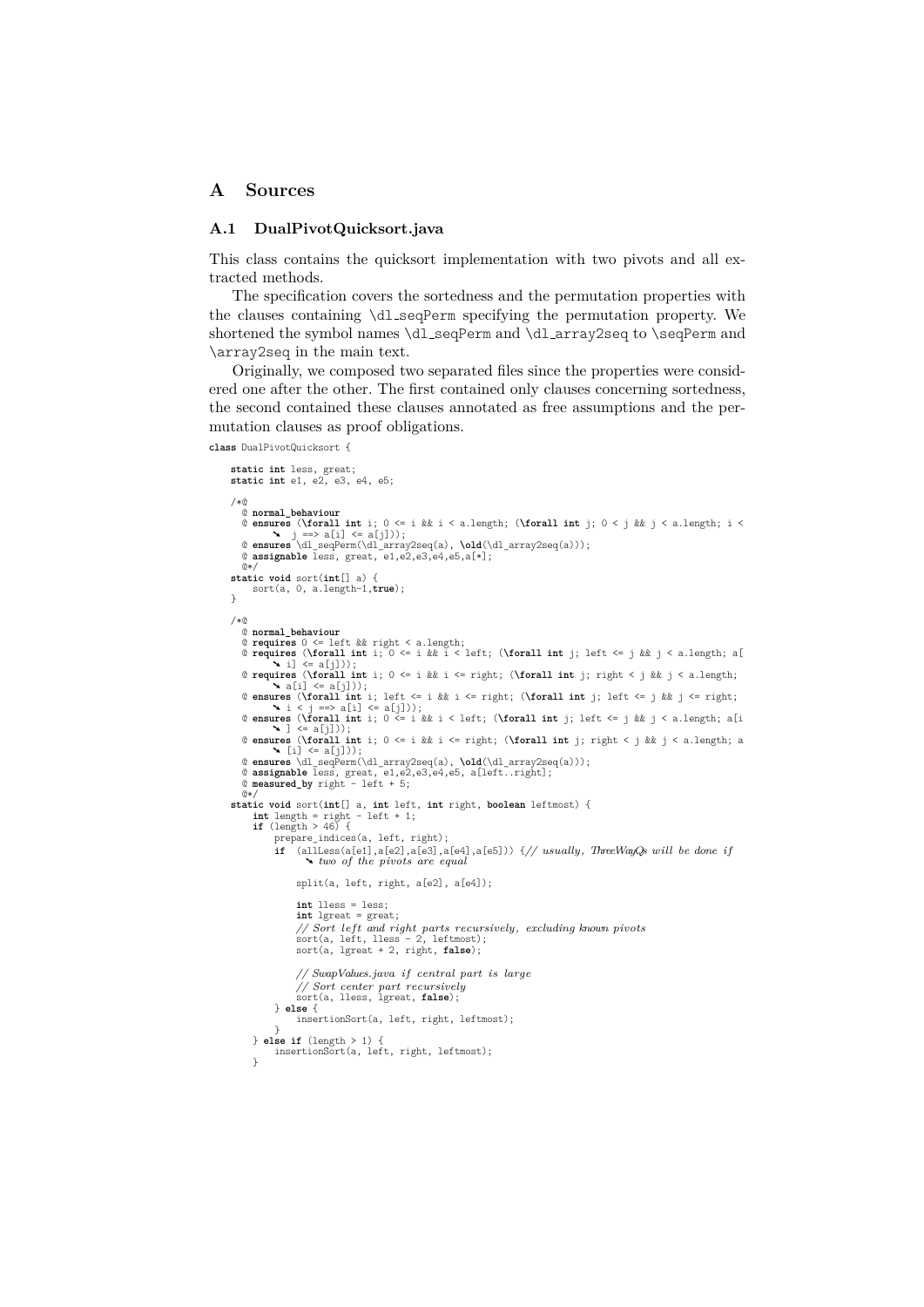## A Sources

### A.1 DualPivotQuicksort.java

This class contains the quicksort implementation with two pivots and all extracted methods.

The specification covers the sortedness and the permutation properties with the clauses containing \dl_seqPerm specifying the permutation property. We shortened the symbol names \dl_seqPerm and \dl_array2seq to \seqPerm and \array2seq in the main text.

Originally, we composed two separated files since the properties were considered one after the other. The first contained only clauses concerning sortedness, the second contained these clauses annotated as free assumptions and the permutation clauses as proof obligations.

```
class DualPivotQuicksort {

    static int less, great;
    static int e1, e2, e3, e4, e5;

    /*@
      @ normal_behaviour
      @ ensures (\forall int i; 0 <= i && i < a.length; (\forall int j; 0 < j && j < a.length; i <
            j ==> a[i] <= a[j]));
      @ ensures \dl_seqPerm(\dl_array2seq(a), \old(\dl_array2seq(a)));
      @ assignable less, great, e1,e2,e3,e4,e5,a[*];
      @*/
    static void sort(int[] a) {
        sort(a, 0, a.length-1,true);
    }

    /*@
      @ normal_behaviour
      @ requires 0 <= left && right < a.length;
      @ requires (\forall int i; 0 <= i && i < left; (\forall int j; left <= j && j < a.length; a[
            i] <= a[j]));
      @ requires (\forall int i; 0 <= i && i <= right; (\forall int j; right < j && j < a.length;
            a[i] <= a[j]));
      @ ensures (\forall int i; left <= i && i <= right; (\forall int j; left <= j && j <= right;
            i < j ==> a[i] <= a[j]));
      @ ensures (\forall int i; 0 <= i && i < left; (\forall int j; left <= j && j < a.length; a[i
            ] <= a[j]));
      @ ensures (\forall int i; 0 <= i && i <= right; (\forall int j; right < j && j < a.length; a
            [i] <= a[j]));
      @ ensures \dl_seqPerm(\dl_array2seq(a), \old(\dl_array2seq(a)));
      @ assignable less, great, e1,e2,e3,e4,e5, a[left..right];
      @ measured_by right - left + 5;
      @*/
    static void sort(int[] a, int left, int right, boolean leftmost) {
        int length = right - left + 1;
        if (length > 46) {
            prepare_indices(a, left, right);
            if  (allLess(a[e1],a[e2],a[e3],a[e4],a[e5])) {// usually, ThreeWayQs will be done if
                  two of the pivots are equal

                split(a, left, right, a[e2], a[e4]);

                int lless = less;
                int lgreat = great;
                // Sort left and right parts recursively, excluding known pivots
                sort(a, left, lless - 2, leftmost);
                sort(a, lgreat + 2, right, false);

                // SwapValues.java if central part is large
                // Sort center part recursively
                sort(a, lless, lgreat, false);
            } else {
                insertionSort(a, left, right, leftmost);
            }
        } else if (length > 1) {
            insertionSort(a, left, right, leftmost);
        }
```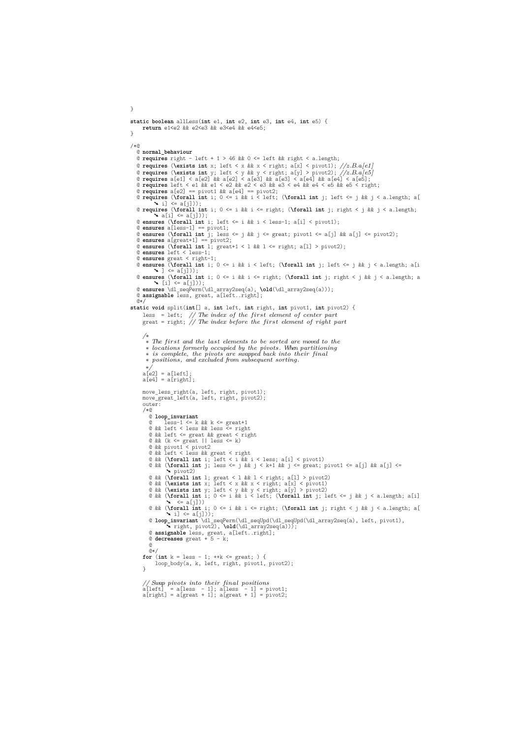```java
}

static boolean allLess(int e1, int e2, int e3, int e4, int e5) {
    return e1<e2 && e2<e3 && e3<e4 && e4<e5;
}

/*@
  @ normal_behaviour
  @ requires right - left + 1 > 46 && 0 <= left && right < a.length;
  @ requires (\exists int x; left < x && x < right; a[x] < pivot1); //z.B.a[e1]
  @ requires (\exists int y; left < y && y < right; a[y] > pivot2); //z.B.a[e5]
  @ requires a[e1] < a[e2] && a[e2] < a[e3] && a[e3] < a[e4] && a[e4] < a[e5];
  @ requires left < e1 && e1 < e2 && e2 < e3 && e3 < e4 && e4 < e5 && e5 < right;
  @ requires a[e2] == pivot1 && a[e4] == pivot2;
  @ requires (\forall int i; 0 <= i && i < left; (\forall int j; left <= j && j < a.length; a[
        i] <= a[j]));
  @ requires (\forall int i; 0 <= i && i <= right; (\forall int j; right < j && j < a.length;
        a[i] <= a[j]));
  @ ensures (\forall int i; left <= i && i < less-1; a[i] < pivot1);
  @ ensures a[less-1] == pivot1;
  @ ensures (\forall int j; less <= j && j <= great; pivot1 <= a[j] && a[j] <= pivot2);
  @ ensures a[great+1] == pivot2;
  @ ensures (\forall int l; great+1 < l && l <= right; a[l] > pivot2);
  @ ensures left < less-1;
  @ ensures great < right-1;
  @ ensures (\forall int i; 0 <= i && i < left; (\forall int j; left <= j && j < a.length; a[i
        ] <= a[j]));
  @ ensures (\forall int i; 0 <= i && i <= right; (\forall int j; right < j && j < a.length; a
        [i] <= a[j]));
  @ ensures \dl_seqPerm(\dl_array2seq(a), \old(\dl_array2seq(a)));
  @ assignable less, great, a[left..right];
  @*/
static void split(int[] a, int left, int right, int pivot1, int pivot2) {
    less  = left;  // The index of the first element of center part
    great = right; // The index before the first element of right part

    /*
     * The first and the last elements to be sorted are moved to the
     * locations formerly occupied by the pivots. When partitioning
     * is complete, the pivots are swapped back into their final
     * positions, and excluded from subsequent sorting.
     */
    a[e2] = a[left];
    a[e4] = a[right];

    move_less_right(a, left, right, pivot1);
    move_great_left(a, left, right, pivot2);
    outer:
    /*@
      @ loop_invariant
      @    less-1 <= k && k <= great+1
      @ && left < less && less <= right
      @ && left <= great && great < right
      @ && (k <= great || less <= k)
      @ && pivot1 < pivot2
      @ && left < less && great < right
      @ && (\forall int i; left < i && i < less; a[i] < pivot1)
      @ && (\forall int j; less <= j && j < k+1 && j <= great; pivot1 <= a[j] && a[j] <=
            pivot2)
      @ && (\forall int l; great < l && l < right; a[l] > pivot2)
      @ && (\exists int x; left < x && x < right; a[x] < pivot1)
      @ && (\exists int y; left < y && y < right; a[y] > pivot2)
      @ && (\forall int i; 0 <= i && i < left; (\forall int j; left <= j && j < a.length; a[i]
            <= a[j]))
      @ && (\forall int i; 0 <= i && i <= right; (\forall int j; right < j && j < a.length; a[
            i] <= a[j]));
      @ loop_invariant \dl_seqPerm(\dl_seqUpd(\dl_seqUpd(\dl_array2seq(a), left, pivot1),
            right, pivot2), \old(\dl_array2seq(a)));
      @ assignable less, great, a[left..right];
      @ decreases great + 5 - k;
      @
      @*/
    for (int k = less - 1; ++k <= great; ) {
        loop_body(a, k, left, right, pivot1, pivot2);
    }

    // Swap pivots into their final positions
    a[left]  = a[less  - 1]; a[less  - 1] = pivot1;
    a[right] = a[great + 1]; a[great + 1] = pivot2;
```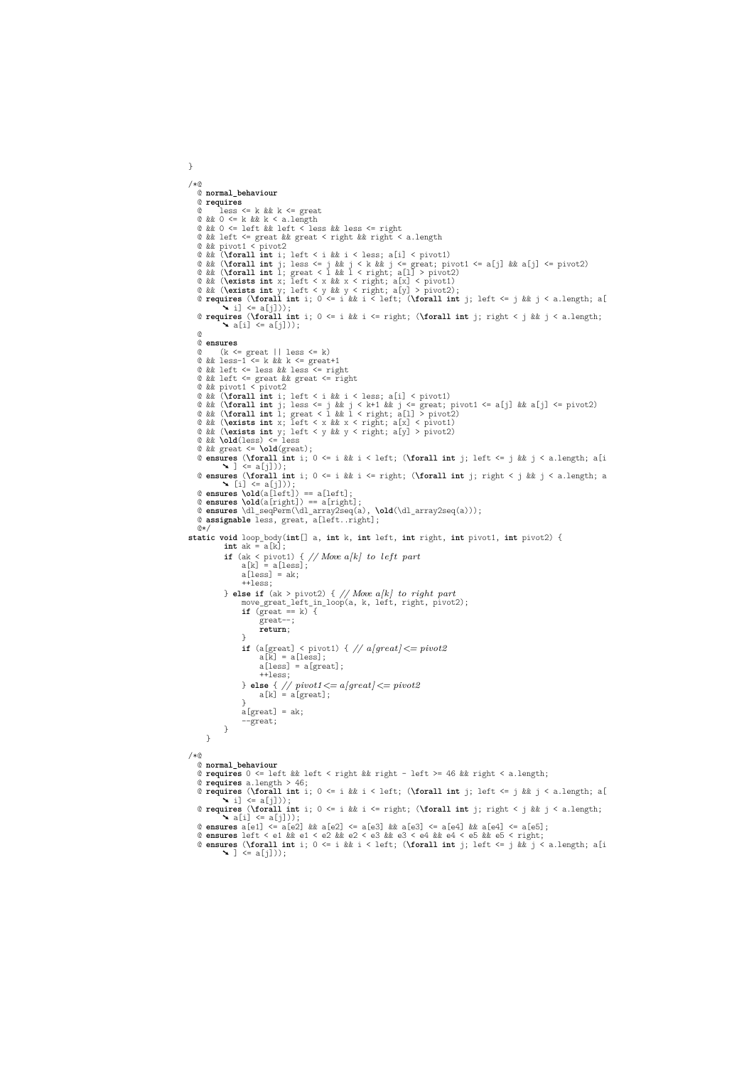```
}

/*@
  @ normal_behaviour
  @ requires
  @    less <= k && k <= great
  @ && 0 <= k && k < a.length
  @ && 0 <= left && left < less && less <= right
  @ && left <= great && great < right && right < a.length
  @ && pivot1 < pivot2
  @ && (\forall int i; left < i && i < less; a[i] < pivot1)
  @ && (\forall int j; less <= j && j < k && j <= great; pivot1 <= a[j] && a[j] <= pivot2)
  @ && (\forall int l; great < l && l < right; a[l] > pivot2)
  @ && (\exists int x; left < x && x < right; a[x] < pivot1)
  @ && (\exists int y; left < y && y < right; a[y] > pivot2);
  @ requires (\forall int i; 0 <= i && i < left; (\forall int j; left <= j && j < a.length; a[
       i] <= a[j]));
  @ requires (\forall int i; 0 <= i && i <= right; (\forall int j; right < j && j < a.length;
       a[i] <= a[j]));
  @
  @ ensures
  @    (k <= great || less <= k)
  @ && less-1 <= k && k <= great+1
  @ && left <= less && less <= right
  @ && left <= great && great <= right
  @ && pivot1 < pivot2
  @ && (\forall int i; left < i && i < less; a[i] < pivot1)
  @ && (\forall int j; less <= j && j < k+1 && j <= great; pivot1 <= a[j] && a[j] <= pivot2)
  @ && (\forall int l; great < l && l < right; a[l] > pivot2)
  @ && (\exists int x; left < x && x < right; a[x] < pivot1)
  @ && (\exists int y; left < y && y < right; a[y] > pivot2)
  @ && \old(less) <= less
  @ && great <= \old(great);
  @ ensures (\forall int i; 0 <= i && i < left; (\forall int j; left <= j && j < a.length; a[i
       ] <= a[j]));
  @ ensures (\forall int i; 0 <= i && i <= right; (\forall int j; right < j && j < a.length; a
       [i] <= a[j]));
  @ ensures \old(a[left]) == a[left];
  @ ensures \old(a[right]) == a[right];
  @ ensures \dl_seqPerm(\dl_array2seq(a), \old(\dl_array2seq(a)));
  @ assignable less, great, a[left..right];
  @*/
static void loop_body(int[] a, int k, int left, int right, int pivot1, int pivot2) {
        int ak = a[k];
        if (ak < pivot1) { // Move a[k] to left part
            a[k] = a[less];
            a[less] = ak;
            ++less;
        } else if (ak > pivot2) { // Move a[k] to right part
            move_great_left_in_loop(a, k, left, right, pivot2);
            if (great == k) {
                great--;
                return;
            }
            if (a[great] < pivot1) { // a[great] <= pivot2
                a[k] = a[less];
                a[less] = a[great];
                ++less;
            } else { // pivot1 <= a[great] <= pivot2
                a[k] = a[great];
            }
            a[great] = ak;
            --great;
        }
    }

/*@
  @ normal_behaviour
  @ requires 0 <= left && left < right && right - left >= 46 && right < a.length;
  @ requires a.length > 46;
  @ requires (\forall int i; 0 <= i && i < left; (\forall int j; left <= j && j < a.length; a[
       i] <= a[j]));
  @ requires (\forall int i; 0 <= i && i <= right; (\forall int j; right < j && j < a.length;
       a[i] <= a[j]));
  @ ensures a[e1] <= a[e2] && a[e2] <= a[e3] && a[e3] <= a[e4] && a[e4] <= a[e5];
  @ ensures left < e1 && e1 < e2 && e2 < e3 && e3 < e4 && e4 < e5 && e5 < right;
  @ ensures (\forall int i; 0 <= i && i < left; (\forall int j; left <= j && j < a.length; a[i
       ] <= a[j]));
```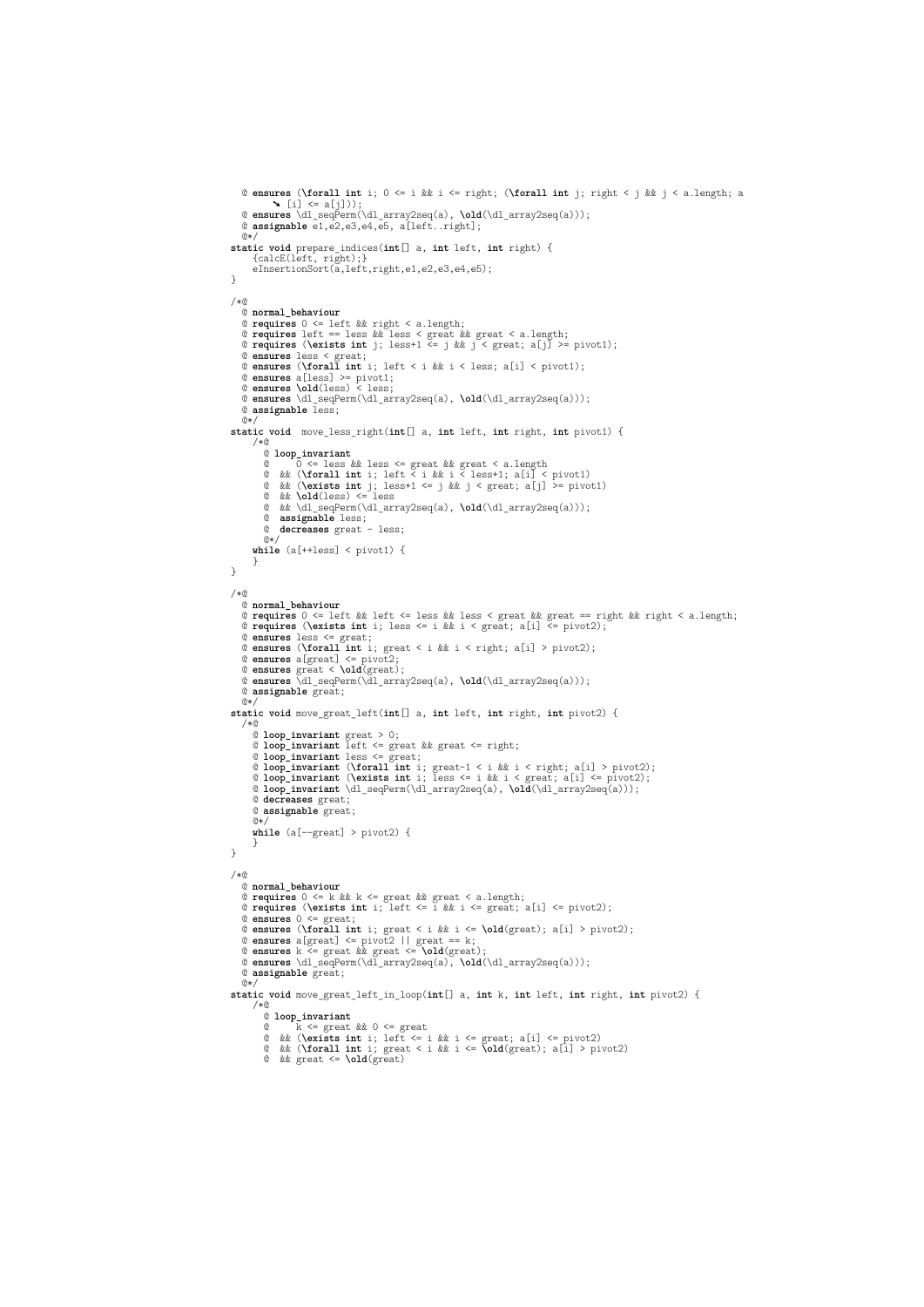```
  @ ensures (\forall int i; 0 <= i && i <= right; (\forall int j; right < j && j < a.length; a
        ↘ [i] <= a[j]));
  @ ensures \dl_seqPerm(\dl_array2seq(a), \old(\dl_array2seq(a)));
  @ assignable e1,e2,e3,e4,e5, a[left..right];
  @*/
static void prepare_indices(int[] a, int left, int right) {
    {calcE(left, right);}
    eInsertionSort(a,left,right,e1,e2,e3,e4,e5);
}

/*@
  @ normal_behaviour
  @ requires 0 <= left && right < a.length;
  @ requires left == less && less < great && great < a.length;
  @ requires (\exists int j; less+1 <= j && j < great; a[j] >= pivot1);
  @ ensures less < great;
  @ ensures (\forall int i; left < i && i < less; a[i] < pivot1);
  @ ensures a[less] >= pivot1;
  @ ensures \old(less) < less;
  @ ensures \dl_seqPerm(\dl_array2seq(a), \old(\dl_array2seq(a)));
  @ assignable less;
  @*/
static void  move_less_right(int[] a, int left, int right, int pivot1) {
    /*@
      @ loop_invariant
      @     0 <= less && less <= great && great < a.length
      @  && (\forall int i; left < i && i < less+1; a[i] < pivot1)
      @  && (\exists int j; less+1 <= j && j < great; a[j] >= pivot1)
      @  && \old(less) <= less
      @  && \dl_seqPerm(\dl_array2seq(a), \old(\dl_array2seq(a)));
      @  assignable less;
      @  decreases great - less;
      @*/
    while (a[++less] < pivot1) {
    }
}

/*@
  @ normal_behaviour
  @ requires 0 <= left && left <= less && less < great && great == right && right < a.length;
  @ requires (\exists int i; less <= i && i < great; a[i] <= pivot2);
  @ ensures less <= great;
  @ ensures (\forall int i; great < i && i < right; a[i] > pivot2);
  @ ensures a[great] <= pivot2;
  @ ensures great < \old(great);
  @ ensures \dl_seqPerm(\dl_array2seq(a), \old(\dl_array2seq(a)));
  @ assignable great;
  @*/
static void move_great_left(int[] a, int left, int right, int pivot2) {
  /*@
    @ loop_invariant great > 0;
    @ loop_invariant left <= great && great <= right;
    @ loop_invariant less <= great;
    @ loop_invariant (\forall int i; great-1 < i && i < right; a[i] > pivot2);
    @ loop_invariant (\exists int i; less <= i && i < great; a[i] <= pivot2);
    @ loop_invariant \dl_seqPerm(\dl_array2seq(a), \old(\dl_array2seq(a)));
    @ decreases great;
    @ assignable great;
    @*/
    while (a[--great] > pivot2) {
    }
}

/*@
  @ normal_behaviour
  @ requires 0 <= k && k <= great && great < a.length;
  @ requires (\exists int i; left <= i && i <= great; a[i] <= pivot2);
  @ ensures 0 <= great;
  @ ensures (\forall int i; great < i && i <= \old(great); a[i] > pivot2);
  @ ensures a[great] <= pivot2 || great == k;
  @ ensures k <= great && great <= \old(great);
  @ ensures \dl_seqPerm(\dl_array2seq(a), \old(\dl_array2seq(a)));
  @ assignable great;
  @*/
static void move_great_left_in_loop(int[] a, int k, int left, int right, int pivot2) {
    /*@
      @ loop_invariant
      @     k <= great && 0 <= great
      @  && (\exists int i; left <= i && i <= great; a[i] <= pivot2)
      @  && (\forall int i; great < i && i <= \old(great); a[i] > pivot2)
      @  && great <= \old(great)
```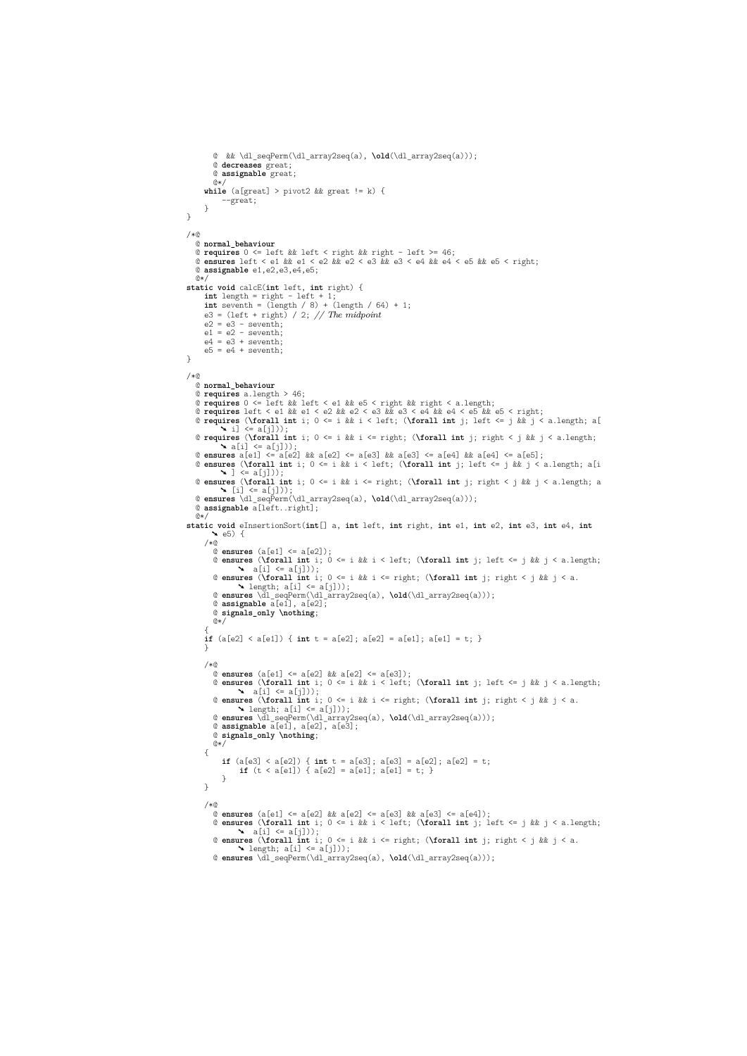```java
      @  && \dl_seqPerm(\dl_array2seq(a), \old(\dl_array2seq(a)));
      @ decreases great;
      @ assignable great;
      @*/
    while (a[great] > pivot2 && great != k) {
        --great;
    }
}

/*@
  @ normal_behaviour
  @ requires 0 <= left && left < right && right - left >= 46;
  @ ensures left < e1 && e1 < e2 && e2 < e3 && e3 < e4 && e4 < e5 && e5 < right;
  @ assignable e1,e2,e3,e4,e5;
  @*/
static void calcE(int left, int right) {
    int length = right - left + 1;
    int seventh = (length / 8) + (length / 64) + 1;
    e3 = (left + right) / 2; // The midpoint
    e2 = e3 - seventh;
    e1 = e2 - seventh;
    e4 = e3 + seventh;
    e5 = e4 + seventh;
}

/*@
  @ normal_behaviour
  @ requires a.length > 46;
  @ requires 0 <= left && left < e1 && e5 < right && right < a.length;
  @ requires left < e1 && e1 < e2 && e2 < e3 && e3 < e4 && e4 < e5 && e5 < right;
  @ requires (\forall int i; 0 <= i && i < left; (\forall int j; left <= j && j < a.length; a[
        i] <= a[j]));
  @ requires (\forall int i; 0 <= i && i <= right; (\forall int j; right < j && j < a.length;
        a[i] <= a[j]));
  @ ensures a[e1] <= a[e2] && a[e2] <= a[e3] && a[e3] <= a[e4] && a[e4] <= a[e5];
  @ ensures (\forall int i; 0 <= i && i < left; (\forall int j; left <= j && j < a.length; a[i
        ] <= a[j]));
  @ ensures (\forall int i; 0 <= i && i <= right; (\forall int j; right < j && j < a.length; a
        [i] <= a[j]));
  @ ensures \dl_seqPerm(\dl_array2seq(a), \old(\dl_array2seq(a)));
  @ assignable a[left..right];
  @*/
static void eInsertionSort(int[] a, int left, int right, int e1, int e2, int e3, int e4, int
     e5) {
    /*@
      @ ensures (a[e1] <= a[e2]);
      @ ensures (\forall int i; 0 <= i && i < left; (\forall int j; left <= j && j < a.length;
            a[i] <= a[j]));
      @ ensures (\forall int i; 0 <= i && i <= right; (\forall int j; right < j && j < a.
            length; a[i] <= a[j]));
      @ ensures \dl_seqPerm(\dl_array2seq(a), \old(\dl_array2seq(a)));
      @ assignable a[e1], a[e2];
      @ signals_only \nothing;
      @*/
    {
    if (a[e2] < a[e1]) { int t = a[e2]; a[e2] = a[e1]; a[e1] = t; }
    }

    /*@
      @ ensures (a[e1] <= a[e2] && a[e2] <= a[e3]);
      @ ensures (\forall int i; 0 <= i && i < left; (\forall int j; left <= j && j < a.length;
            a[i] <= a[j]));
      @ ensures (\forall int i; 0 <= i && i <= right; (\forall int j; right < j && j < a.
            length; a[i] <= a[j]));
      @ ensures \dl_seqPerm(\dl_array2seq(a), \old(\dl_array2seq(a)));
      @ assignable a[e1], a[e2], a[e3];
      @ signals_only \nothing;
      @*/
    {
        if (a[e3] < a[e2]) { int t = a[e3]; a[e3] = a[e2]; a[e2] = t;
            if (t < a[e1]) { a[e2] = a[e1]; a[e1] = t; }
        }
    }

    /*@
      @ ensures (a[e1] <= a[e2] && a[e2] <= a[e3] && a[e3] <= a[e4]);
      @ ensures (\forall int i; 0 <= i && i < left; (\forall int j; left <= j && j < a.length;
            a[i] <= a[j]));
      @ ensures (\forall int i; 0 <= i && i <= right; (\forall int j; right < j && j < a.
            length; a[i] <= a[j]));
      @ ensures \dl_seqPerm(\dl_array2seq(a), \old(\dl_array2seq(a)));
```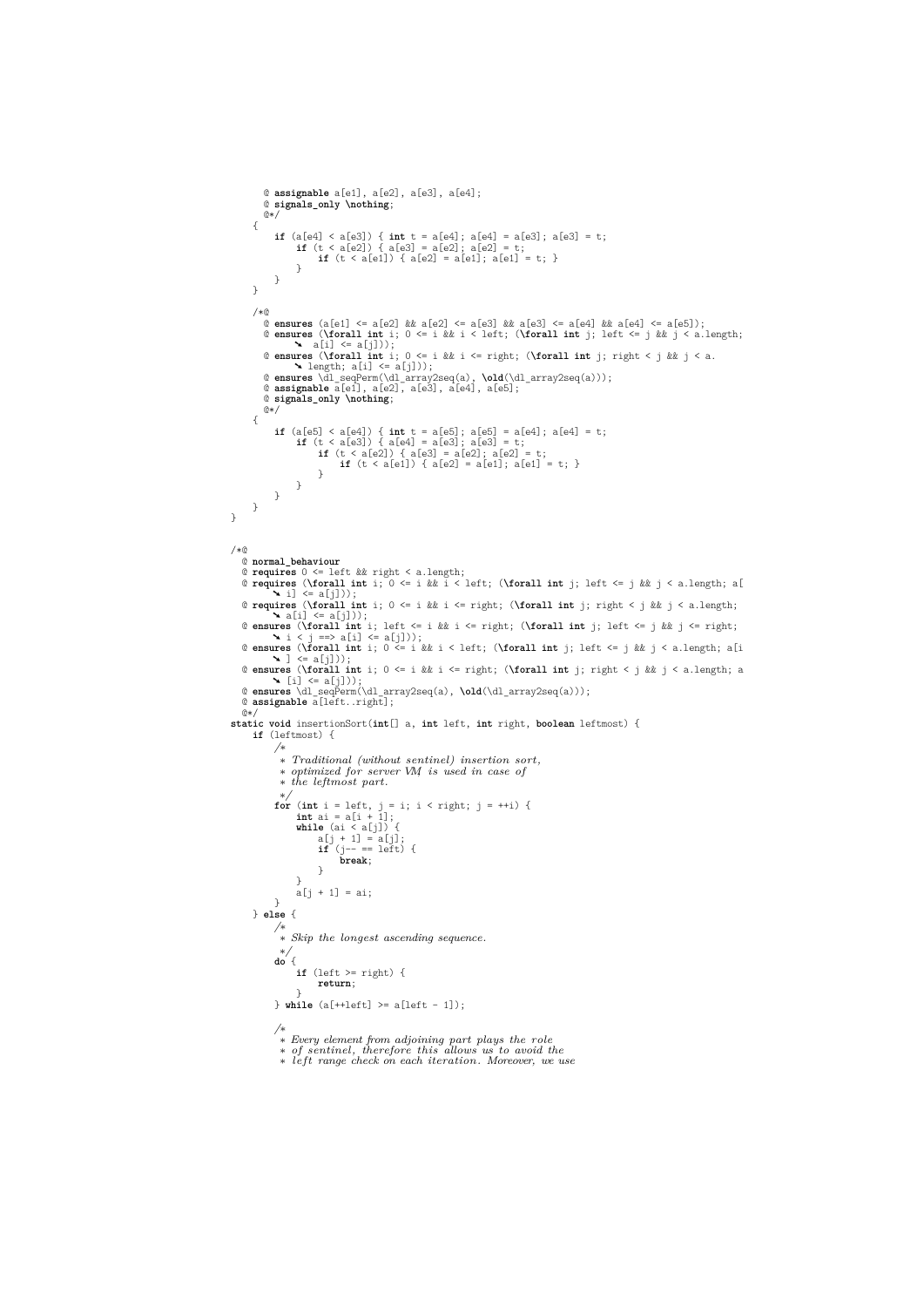```java
      @ assignable a[e1], a[e2], a[e3], a[e4];
      @ signals_only \nothing;
      @*/
    {
        if (a[e4] < a[e3]) { int t = a[e4]; a[e4] = a[e3]; a[e3] = t;
            if (t < a[e2]) { a[e3] = a[e2]; a[e2] = t;
                if (t < a[e1]) { a[e2] = a[e1]; a[e1] = t; }
            }
        }
    }

    /*@
      @ ensures (a[e1] <= a[e2] && a[e2] <= a[e3] && a[e3] <= a[e4] && a[e4] <= a[e5]);
      @ ensures (\forall int i; 0 <= i && i < left; (\forall int j; left <= j && j < a.length;
            a[i] <= a[j]));
      @ ensures (\forall int i; 0 <= i && i <= right; (\forall int j; right < j && j < a.
            length; a[i] <= a[j]));
      @ ensures \dl_seqPerm(\dl_array2seq(a), \old(\dl_array2seq(a)));
      @ assignable a[e1], a[e2], a[e3], a[e4], a[e5];
      @ signals_only \nothing;
      @*/
    {
        if (a[e5] < a[e4]) { int t = a[e5]; a[e5] = a[e4]; a[e4] = t;
            if (t < a[e3]) { a[e4] = a[e3]; a[e3] = t;
                if (t < a[e2]) { a[e3] = a[e2]; a[e2] = t;
                    if (t < a[e1]) { a[e2] = a[e1]; a[e1] = t; }
                }
            }
        }
    }
}


/*@
  @ normal_behaviour
  @ requires 0 <= left && right < a.length;
  @ requires (\forall int i; 0 <= i && i < left; (\forall int j; left <= j && j < a.length; a[
        i] <= a[j]));
  @ requires (\forall int i; 0 <= i && i <= right; (\forall int j; right < j && j < a.length;
        a[i] <= a[j]));
  @ ensures (\forall int i; left <= i && i <= right; (\forall int j; left <= j && j <= right;
        i < j ==> a[i] <= a[j]));
  @ ensures (\forall int i; 0 <= i && i < left; (\forall int j; left <= j && j < a.length; a[i
        ] <= a[j]));
  @ ensures (\forall int i; 0 <= i && i <= right; (\forall int j; right < j && j < a.length; a
        [i] <= a[j]));
  @ ensures \dl_seqPerm(\dl_array2seq(a), \old(\dl_array2seq(a)));
  @ assignable a[left..right];
  @*/
static void insertionSort(int[] a, int left, int right, boolean leftmost) {
    if (leftmost) {
        /*
         * Traditional (without sentinel) insertion sort,
         * optimized for server VM is used in case of
         * the leftmost part.
         */
        for (int i = left, j = i; i < right; j = ++i) {
            int ai = a[i + 1];
            while (ai < a[j]) {
                a[j + 1] = a[j];
                if (j-- == left) {
                    break;
                }
            }
            a[j + 1] = ai;
        }
    } else {
        /*
         * Skip the longest ascending sequence.
         */
        do {
            if (left >= right) {
                return;
            }
        } while (a[++left] >= a[left - 1]);

        /*
         * Every element from adjoining part plays the role
         * of sentinel, therefore this allows us to avoid the
         * left range check on each iteration. Moreover, we use
```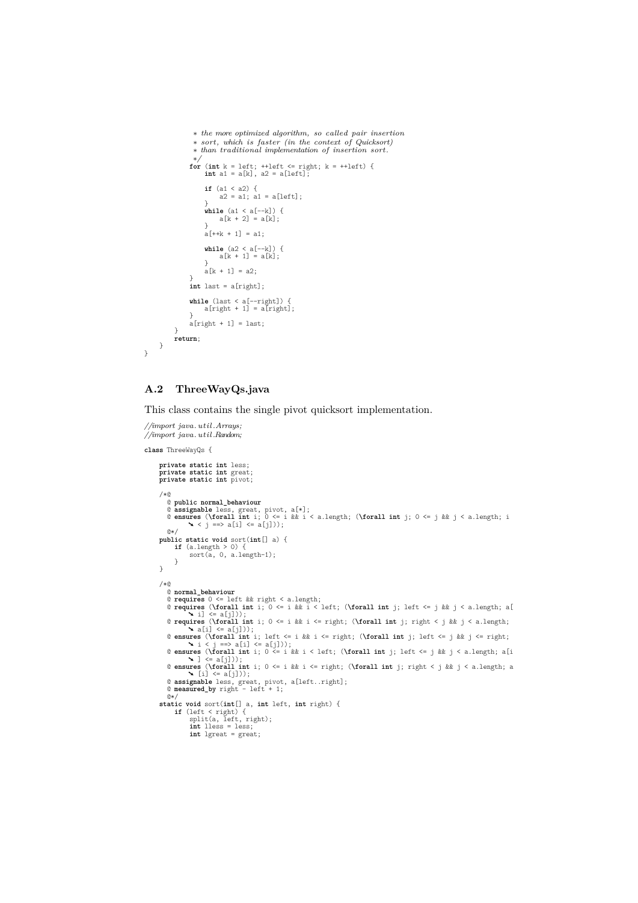```
             * the more optimized algorithm, so called pair insertion
             * sort, which is faster (in the context of Quicksort)
             * than traditional implementation of insertion sort.
             */
            for (int k = left; ++left <= right; k = ++left) {
                int a1 = a[k], a2 = a[left];

                if (a1 < a2) {
                    a2 = a1; a1 = a[left];
                }
                while (a1 < a[--k]) {
                    a[k + 2] = a[k];
                }
                a[++k + 1] = a1;

                while (a2 < a[--k]) {
                    a[k + 1] = a[k];
                }
                a[k + 1] = a2;
            }
            int last = a[right];

            while (last < a[--right]) {
                a[right + 1] = a[right];
            }
            a[right + 1] = last;
        }
        return;
    }
}
```

## A.2 ThreeWayQs.java

This class contains the single pivot quicksort implementation.

```
//import java.util.Arrays;
//import java.util.Random;

class ThreeWayQs {

    private static int less;
    private static int great;
    private static int pivot;

    /*@
      @ public normal_behaviour
      @ assignable less, great, pivot, a[*];
      @ ensures (\forall int i; 0 <= i && i < a.length; (\forall int j; 0 <= j && j < a.length; i
            < j ==> a[i] <= a[j]));
      @*/
    public static void sort(int[] a) {
        if (a.length > 0) {
            sort(a, 0, a.length-1);
        }
    }

    /*@
      @ normal_behaviour
      @ requires 0 <= left && right < a.length;
      @ requires (\forall int i; 0 <= i && i < left; (\forall int j; left <= j && j < a.length; a[
            i] <= a[j]));
      @ requires (\forall int i; 0 <= i && i <= right; (\forall int j; right < j && j < a.length;
            a[i] <= a[j]));
      @ ensures (\forall int i; left <= i && i <= right; (\forall int j; left <= j && j <= right;
            i < j ==> a[i] <= a[j]));
      @ ensures (\forall int i; 0 <= i && i < left; (\forall int j; left <= j && j < a.length; a[i
            ] <= a[j]));
      @ ensures (\forall int i; 0 <= i && i <= right; (\forall int j; right < j && j < a.length; a
            [i] <= a[j]));
      @ assignable less, great, pivot, a[left..right];
      @ measured_by right - left + 1;
      @*/
    static void sort(int[] a, int left, int right) {
        if (left < right) {
            split(a, left, right);
            int lless = less;
            int lgreat = great;
```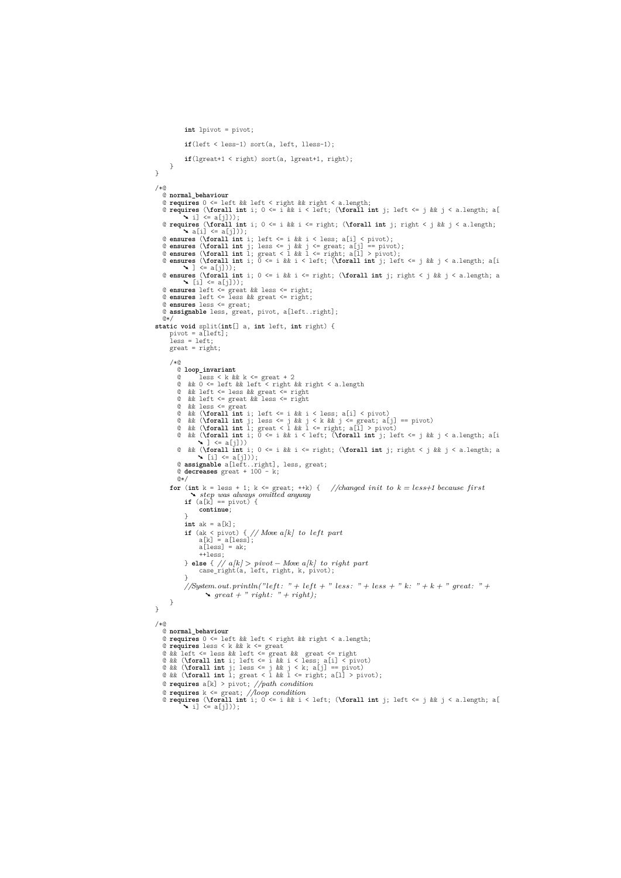```java
        int lpivot = pivot;

        if(left < less-1) sort(a, left, lless-1);

        if(lgreat+1 < right) sort(a, lgreat+1, right);
    }
}

/*@
  @ normal_behaviour
  @ requires 0 <= left && left < right && right < a.length;
  @ requires (\forall int i; 0 <= i && i < left; (\forall int j; left <= j && j < a.length; a[i] <= a[j]));
  @ requires (\forall int i; 0 <= i && i <= right; (\forall int j; right < j && j < a.length; a[i] <= a[j]));
  @ ensures (\forall int i; left <= i && i < less; a[i] < pivot);
  @ ensures (\forall int j; less <= j && j <= great; a[j] == pivot);
  @ ensures (\forall int l; great < l && l <= right; a[l] > pivot);
  @ ensures (\forall int i; 0 <= i && i < left; (\forall int j; left <= j && j < a.length; a[i] <= a[j]));
  @ ensures (\forall int i; 0 <= i && i <= right; (\forall int j; right < j && j < a.length; a[i] <= a[j]));
  @ ensures left <= great && less <= right;
  @ ensures left <= less && great <= right;
  @ ensures less <= great;
  @ assignable less, great, pivot, a[left..right];
  @*/
static void split(int[] a, int left, int right) {
    pivot = a[left];
    less = left;
    great = right;

    /*@
      @ loop_invariant
      @     less < k && k <= great + 2
      @  && 0 <= left && left < right && right < a.length
      @  && left <= less && great <= right
      @  && left <= great && less <= right
      @  && less <= great
      @  && (\forall int i; left <= i && i < less; a[i] < pivot)
      @  && (\forall int j; less <= j && j < k && j <= great; a[j] == pivot)
      @  && (\forall int l; great < l && l <= right; a[l] > pivot)
      @  && (\forall int i; 0 <= i && i < left; (\forall int j; left <= j && j < a.length; a[i] <= a[j]))
      @  && (\forall int i; 0 <= i && i <= right; (\forall int j; right < j && j < a.length; a[i] <= a[j]));
      @ assignable a[left..right], less, great;
      @ decreases great + 100 - k;
      @*/
    for (int k = less + 1; k <= great; ++k) {   //changed init to k = less+1 because first step was always omitted anyway
        if (a[k] == pivot) {
            continue;
        }
        int ak = a[k];
        if (ak < pivot) { // Move a[k] to left part
            a[k] = a[less];
            a[less] = ak;
            ++less;
        } else { // a[k] > pivot - Move a[k] to right part
            case_right(a, left, right, k, pivot);
        }
        //System.out.println("left: " + left + " less: " + less + " k: " + k + " great: " + great + " right: " + right);
    }
}

/*@
  @ normal_behaviour
  @ requires 0 <= left && left < right && right < a.length;
  @ requires less < k && k <= great
  @ && left <= less && left <= great &&  great <= right
  @ && (\forall int i; left <= i && i < less; a[i] < pivot)
  @ && (\forall int j; less <= j && j < k; a[j] == pivot)
  @ && (\forall int l; great < l && l <= right; a[l] > pivot);
  @ requires a[k] > pivot; //path condition
  @ requires k <= great; //loop condition
  @ requires (\forall int i; 0 <= i && i < left; (\forall int j; left <= j && j < a.length; a[i] <= a[j]));
```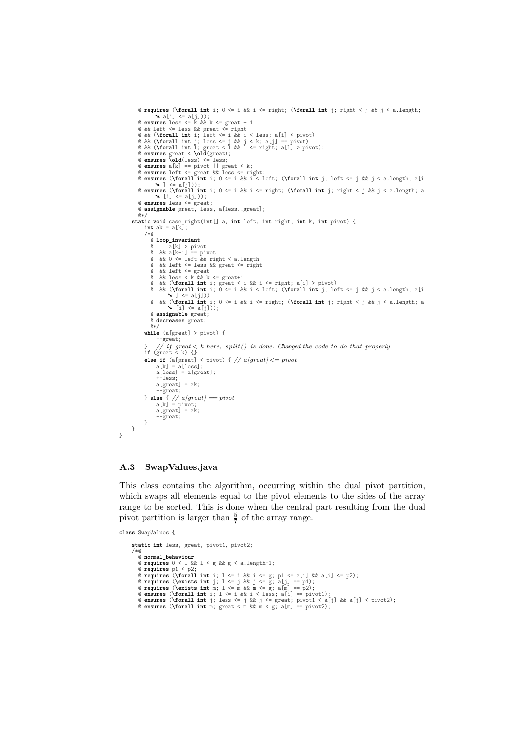```
      @ requires (\forall int i; 0 <= i && i <= right; (\forall int j; right < j && j < a.length;
           a[i] <= a[j]));
      @ ensures less <= k && k <= great + 1
      @ && left <= less && great <= right
      @ && (\forall int i; left <= i && i < less; a[i] < pivot)
      @ && (\forall int j; less <= j && j < k; a[j] == pivot)
      @ && (\forall int l; great < l && l <= right; a[l] > pivot);
      @ ensures great < \old(great);
      @ ensures \old(less) <= less;
      @ ensures a[k] == pivot || great < k;
      @ ensures left <= great && less <= right;
      @ ensures (\forall int i; 0 <= i && i < left; (\forall int j; left <= j && j < a.length; a[i
           ] <= a[j]));
      @ ensures (\forall int i; 0 <= i && i <= right; (\forall int j; right < j && j < a.length; a
           [i] <= a[j]));
      @ ensures less <= great;
      @ assignable great, less, a[less..great];
      @*/
    static void case_right(int[] a, int left, int right, int k, int pivot) {
        int ak = a[k];
        /*@
          @ loop_invariant
          @     a[k] > pivot
          @  && a[k-1] == pivot
          @  && 0 <= left && right < a.length
          @  && left <= less && great <= right
          @  && left <= great
          @  && less < k && k <= great+1
          @  && (\forall int i; great < i && i <= right; a[i] > pivot)
          @  && (\forall int i; 0 <= i && i < left; (\forall int j; left <= j && j < a.length; a[i
               ] <= a[j]))
          @  && (\forall int i; 0 <= i && i <= right; (\forall int j; right < j && j < a.length; a
               [i] <= a[j]));
          @ assignable great;
          @ decreases great;
          @*/
        while (a[great] > pivot) {
            --great;
        }   // if great < k here, split() is done. Changed the code to do that properly
        if (great < k) {}
        else if (a[great] < pivot) { // a[great] <= pivot
            a[k] = a[less];
            a[less] = a[great];
            ++less;
            a[great] = ak;
            --great;
        } else { // a[great] == pivot
            a[k] = pivot;
            a[great] = ak;
            --great;
        }
    }
}
```

### A.3 SwapValues.java

This class contains the algorithm, occurring within the dual pivot partition, which swaps all elements equal to the pivot elements to the sides of the array range to be sorted. This is done when the central part resulting from the dual pivot partition is larger than $\frac{5}{7}$ of the array range.

```
class SwapValues {

    static int less, great, pivot1, pivot2;
    /*@
      @ normal_behaviour
      @ requires 0 < l && l < g && g < a.length-1;
      @ requires p1 < p2;
      @ requires (\forall int i; l <= i && i <= g; p1 <= a[i] && a[i] <= p2);
      @ requires (\exists int j; l <= j && j <= g; a[j] == p1);
      @ requires (\exists int m; l <= m && m <= g; a[m] == p2);
      @ ensures (\forall int i; l <= i && i < less; a[i] == pivot1);
      @ ensures (\forall int j; less <= j && j <= great; pivot1 < a[j] && a[j] < pivot2);
      @ ensures (\forall int m; great < m && m < g; a[m] == pivot2);
```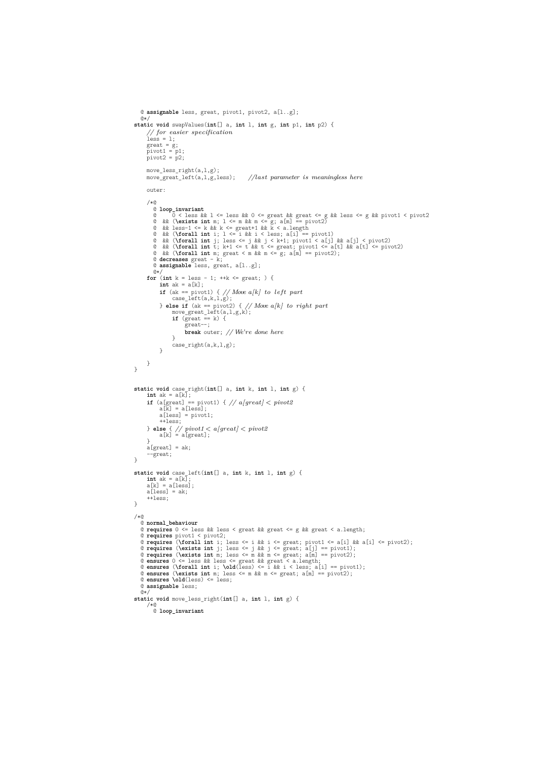```java
  @ assignable less, great, pivot1, pivot2, a[l..g];
  @*/
static void swapValues(int[] a, int l, int g, int p1, int p2) {
    // for easier specification
    less = l;
    great = g;
    pivot1 = p1;
    pivot2 = p2;

    move_less_right(a,l,g);
    move_great_left(a,l,g,less);    //last parameter is meaningless here

    outer:

    /*@
      @ loop_invariant
      @     0 < less && l <= less && 0 <= great && great <= g && less <= g && pivot1 < pivot2
      @  && (\exists int m; l <= m && m <= g; a[m] == pivot2)
      @  && less-1 <= k && k <= great+1 && k < a.length
      @  && (\forall int i; l <= i && i < less; a[i] == pivot1)
      @  && (\forall int j; less <= j && j < k+1; pivot1 < a[j] && a[j] < pivot2)
      @  && (\forall int t; k+1 <= t && t <= great; pivot1 <= a[t] && a[t] <= pivot2)
      @  && (\forall int m; great < m && m <= g; a[m] == pivot2);
      @ decreases great - k;
      @ assignable less, great, a[l..g];
      @*/
    for (int k = less - 1; ++k <= great; ) {
        int ak = a[k];
        if (ak == pivot1) { // Move a[k] to left part
            case_left(a,k,l,g);
        } else if (ak == pivot2) { // Move a[k] to right part
            move_great_left(a,l,g,k);
            if (great == k) {
                great--;
                break outer; // We're done here
            }
            case_right(a,k,l,g);
        }

    }
}


static void case_right(int[] a, int k, int l, int g) {
    int ak = a[k];
    if (a[great] == pivot1) { // a[great] < pivot2
        a[k] = a[less];
        a[less] = pivot1;
        ++less;
    } else { // pivot1 < a[great] < pivot2
        a[k] = a[great];
    }
    a[great] = ak;
    --great;
}

static void case_left(int[] a, int k, int l, int g) {
    int ak = a[k];
    a[k] = a[less];
    a[less] = ak;
    ++less;
}

/*@
  @ normal_behaviour
  @ requires 0 <= less && less < great && great <= g && great < a.length;
  @ requires pivot1 < pivot2;
  @ requires (\forall int i; less <= i && i <= great; pivot1 <= a[i] && a[i] <= pivot2);
  @ requires (\exists int j; less <= j && j <= great; a[j] == pivot1);
  @ requires (\exists int m; less <= m && m <= great; a[m] == pivot2);
  @ ensures 0 <= less && less <= great && great < a.length;
  @ ensures (\forall int i; \old(less) <= i && i < less; a[i] == pivot1);
  @ ensures (\exists int m; less <= m && m <= great; a[m] == pivot2);
  @ ensures \old(less) <= less;
  @ assignable less;
  @*/
static void move_less_right(int[] a, int l, int g) {
    /*@
      @ loop_invariant
```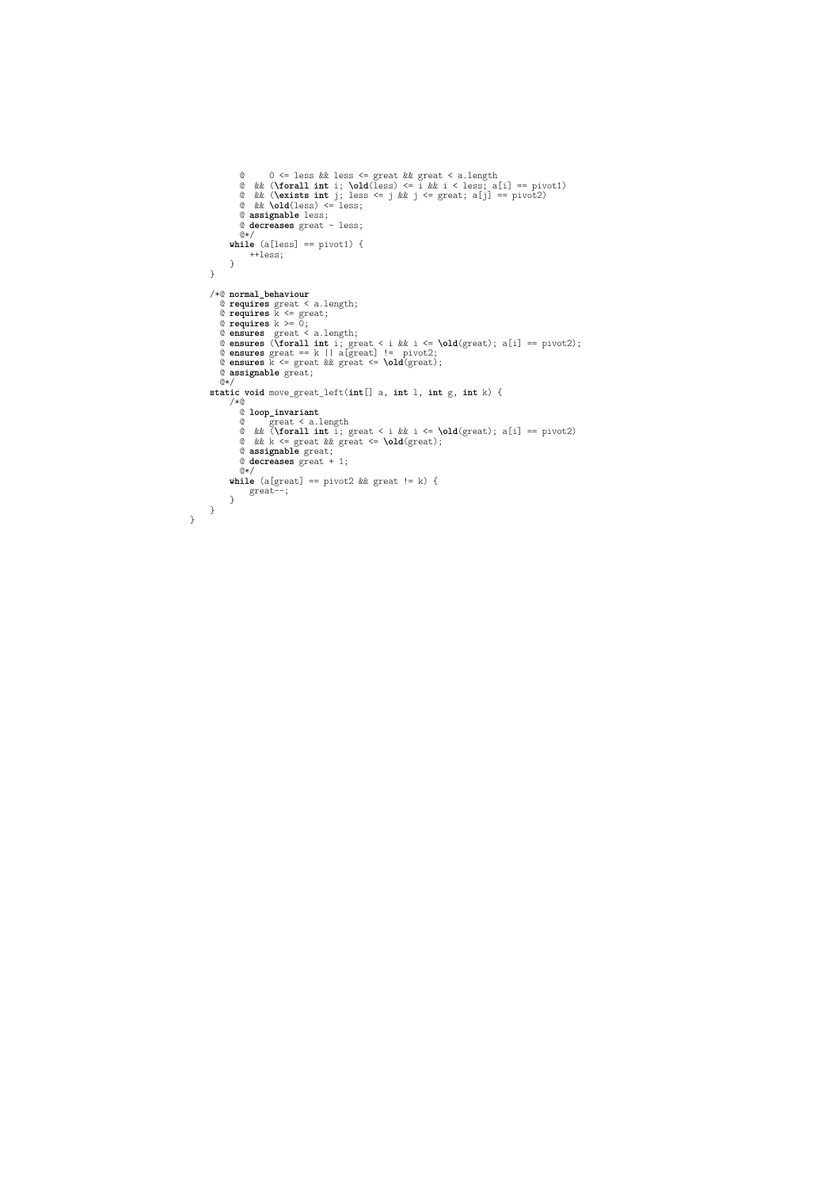```
          @     0 <= less && less <= great && great < a.length
          @  && (\forall int i; \old(less) <= i && i < less; a[i] == pivot1)
          @  && (\exists int j; less <= j && j <= great; a[j] == pivot2)
          @  && \old(less) <= less;
          @ assignable less;
          @ decreases great - less;
          @*/
        while (a[less] == pivot1) {
            ++less;
        }
    }

    /*@ normal_behaviour
      @ requires great < a.length;
      @ requires k <= great;
      @ requires k >= 0;
      @ ensures  great < a.length;
      @ ensures (\forall int i; great < i && i <= \old(great); a[i] == pivot2);
      @ ensures great == k || a[great] !=  pivot2;
      @ ensures k <= great && great <= \old(great);
      @ assignable great;
      @*/
    static void move_great_left(int[] a, int l, int g, int k) {
        /*@
          @ loop_invariant
          @     great < a.length
          @  && (\forall int i; great < i && i <= \old(great); a[i] == pivot2)
          @  && k <= great && great <= \old(great);
          @ assignable great;
          @ decreases great + 1;
          @*/
        while (a[great] == pivot2 && great != k) {
            great--;
        }
    }
}
```